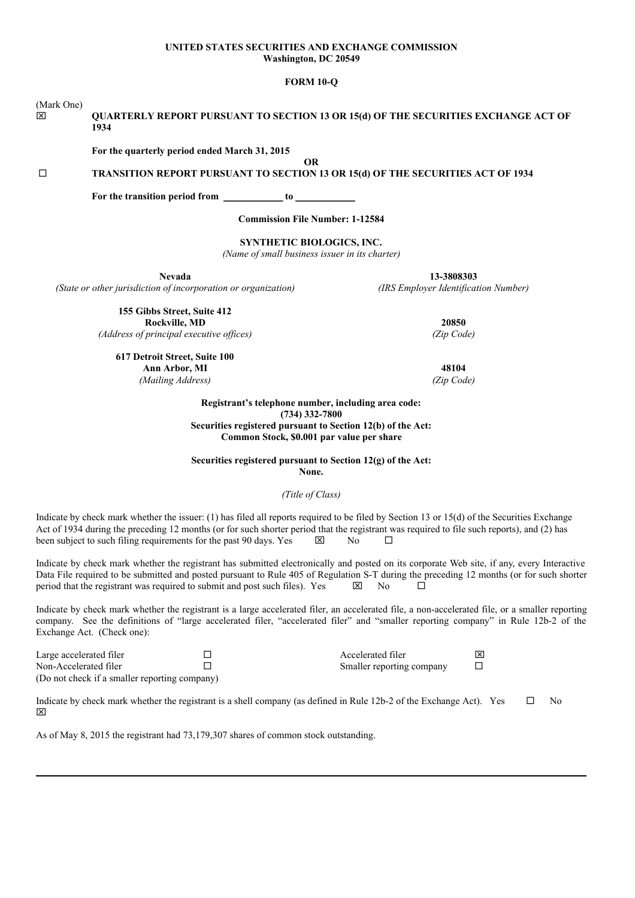**UNITED STATES SECURITIES AND EXCHANGE COMMISSION**
**Washington, DC 20549**

**FORM 10-Q**

(Mark One)

☒ **QUARTERLY REPORT PURSUANT TO SECTION 13 OR 15(d) OF THE SECURITIES EXCHANGE ACT OF 1934**

**For the quarterly period ended March 31, 2015**

**OR**

☐ **TRANSITION REPORT PURSUANT TO SECTION 13 OR 15(d) OF THE SECURITIES ACT OF 1934**

**For the transition period from \_\_\_\_\_\_\_\_\_\_\_\_ to \_\_\_\_\_\_\_\_\_\_\_\_**

**Commission File Number: 1-12584**

**SYNTHETIC BIOLOGICS, INC.**
*(Name of small business issuer in its charter)*

| | |
|---|---|
| **Nevada** | **13-3808303** |
| *(State or other jurisdiction of incorporation or organization)* | *(IRS Employer Identification Number)* |
| **155 Gibbs Street, Suite 412**<br>**Rockville, MD** | **20850** |
| *(Address of principal executive offices)* | *(Zip Code)* |
| **617 Detroit Street, Suite 100**<br>**Ann Arbor, MI** | **48104** |
| *(Mailing Address)* | *(Zip Code)* |

**Registrant's telephone number, including area code:**
**(734) 332-7800**
**Securities registered pursuant to Section 12(b) of the Act:**
**Common Stock, $0.001 par value per share**

**Securities registered pursuant to Section 12(g) of the Act:**
**None.**

*(Title of Class)*

Indicate by check mark whether the issuer: (1) has filed all reports required to be filed by Section 13 or 15(d) of the Securities Exchange Act of 1934 during the preceding 12 months (or for such shorter period that the registrant was required to file such reports), and (2) has been subject to such filing requirements for the past 90 days. Yes ☒ No ☐

Indicate by check mark whether the registrant has submitted electronically and posted on its corporate Web site, if any, every Interactive Data File required to be submitted and posted pursuant to Rule 405 of Regulation S-T during the preceding 12 months (or for such shorter period that the registrant was required to submit and post such files). Yes ☒ No ☐

Indicate by check mark whether the registrant is a large accelerated filer, an accelerated file, a non-accelerated file, or a smaller reporting company. See the definitions of "large accelerated filer, "accelerated filer" and "smaller reporting company" in Rule 12b-2 of the Exchange Act. (Check one):

| | | | |
|---|---|---|---|
| Large accelerated filer | ☐ | Accelerated filer | ☒ |
| Non-Accelerated filer<br>(Do not check if a smaller reporting company) | ☐ | Smaller reporting company | ☐ |

Indicate by check mark whether the registrant is a shell company (as defined in Rule 12b-2 of the Exchange Act). Yes ☐ No ☒

As of May 8, 2015 the registrant had 73,179,307 shares of common stock outstanding.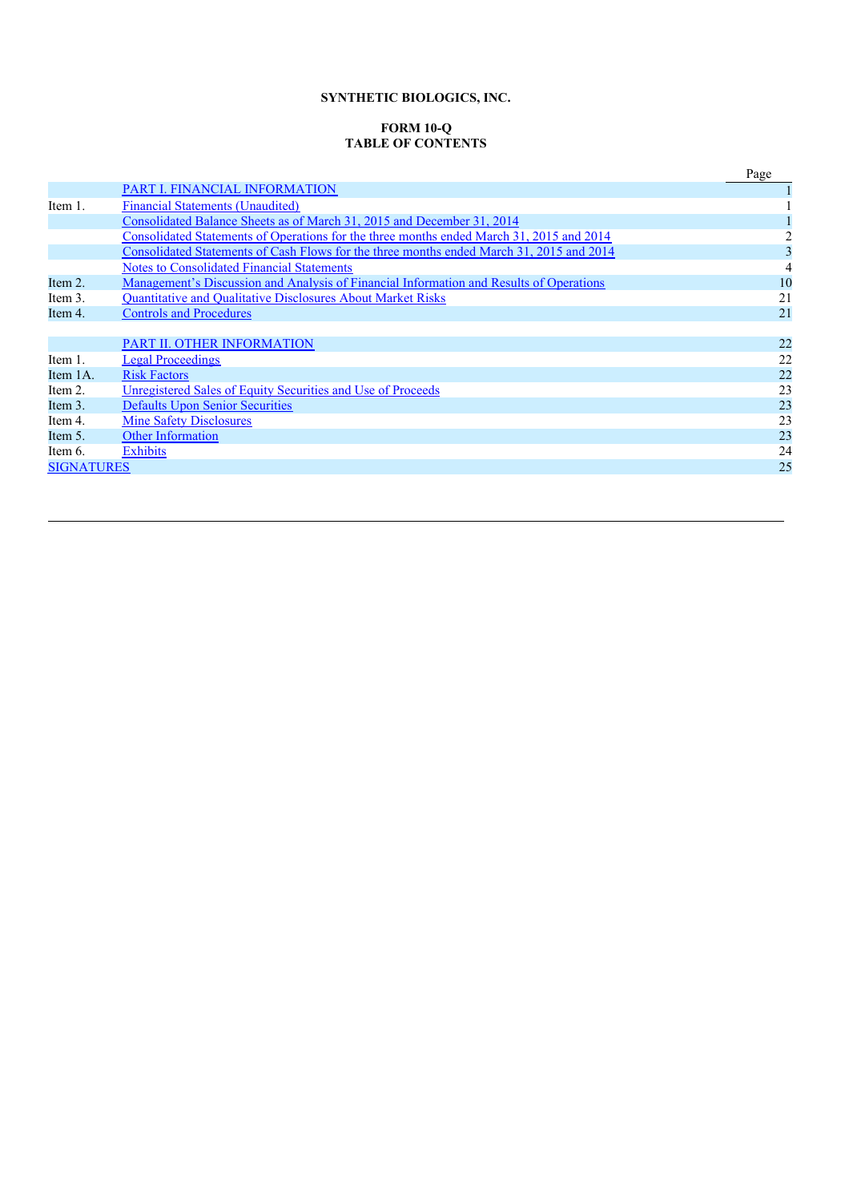**SYNTHETIC BIOLOGICS, INC.**

**FORM 10-Q**
**TABLE OF CONTENTS**

| | | Page |
|---|---|---|
| | PART I. FINANCIAL INFORMATION | 1 |
| Item 1. | Financial Statements (Unaudited) | 1 |
| | Consolidated Balance Sheets as of March 31, 2015 and December 31, 2014 | 1 |
| | Consolidated Statements of Operations for the three months ended March 31, 2015 and 2014 | 2 |
| | Consolidated Statements of Cash Flows for the three months ended March 31, 2015 and 2014 | 3 |
| | Notes to Consolidated Financial Statements | 4 |
| Item 2. | Management's Discussion and Analysis of Financial Information and Results of Operations | 10 |
| Item 3. | Quantitative and Qualitative Disclosures About Market Risks | 21 |
| Item 4. | Controls and Procedures | 21 |
| | | |
| | PART II. OTHER INFORMATION | 22 |
| Item 1. | Legal Proceedings | 22 |
| Item 1A. | Risk Factors | 22 |
| Item 2. | Unregistered Sales of Equity Securities and Use of Proceeds | 23 |
| Item 3. | Defaults Upon Senior Securities | 23 |
| Item 4. | Mine Safety Disclosures | 23 |
| Item 5. | Other Information | 23 |
| Item 6. | Exhibits | 24 |
| SIGNATURES | | 25 |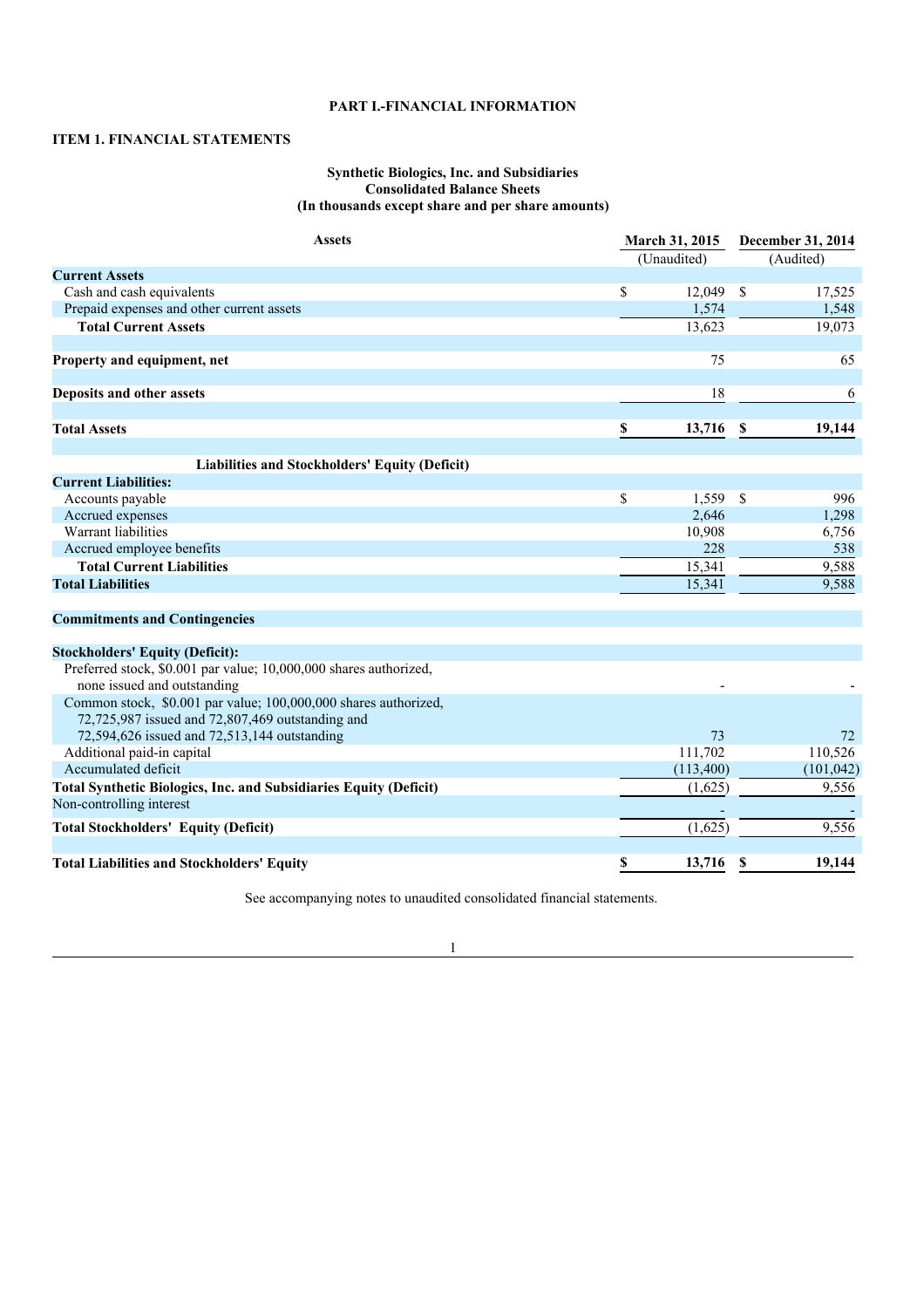# PART I.-FINANCIAL INFORMATION

## ITEM 1. FINANCIAL STATEMENTS

**Synthetic Biologics, Inc. and Subsidiaries**
**Consolidated Balance Sheets**
**(In thousands except share and per share amounts)**

| **Assets** | **March 31, 2015** | **December 31, 2014** |
|---|---|---|
| | (Unaudited) | (Audited) |
| **Current Assets** | | |
| Cash and cash equivalents | $ 12,049 | $ 17,525 |
| Prepaid expenses and other current assets | 1,574 | 1,548 |
| **Total Current Assets** | 13,623 | 19,073 |
| | | |
| **Property and equipment, net** | 75 | 65 |
| | | |
| **Deposits and other assets** | 18 | 6 |
| | | |
| **Total Assets** | **$ 13,716** | **$ 19,144** |
| | | |
| **Liabilities and Stockholders' Equity (Deficit)** | | |
| **Current Liabilities:** | | |
| Accounts payable | $ 1,559 | $ 996 |
| Accrued expenses | 2,646 | 1,298 |
| Warrant liabilities | 10,908 | 6,756 |
| Accrued employee benefits | 228 | 538 |
| **Total Current Liabilities** | 15,341 | 9,588 |
| **Total Liabilities** | 15,341 | 9,588 |
| | | |
| **Commitments and Contingencies** | | |
| | | |
| **Stockholders' Equity (Deficit):** | | |
| Preferred stock, $0.001 par value; 10,000,000 shares authorized, none issued and outstanding | - | - |
| Common stock, $0.001 par value; 100,000,000 shares authorized, 72,725,987 issued and 72,807,469 outstanding and 72,594,626 issued and 72,513,144 outstanding | 73 | 72 |
| Additional paid-in capital | 111,702 | 110,526 |
| Accumulated deficit | (113,400) | (101,042) |
| **Total Synthetic Biologics, Inc. and Subsidiaries Equity (Deficit)** | (1,625) | 9,556 |
| Non-controlling interest | - | - |
| **Total Stockholders' Equity (Deficit)** | (1,625) | 9,556 |
| | | |
| **Total Liabilities and Stockholders' Equity** | **$ 13,716** | **$ 19,144** |

See accompanying notes to unaudited consolidated financial statements.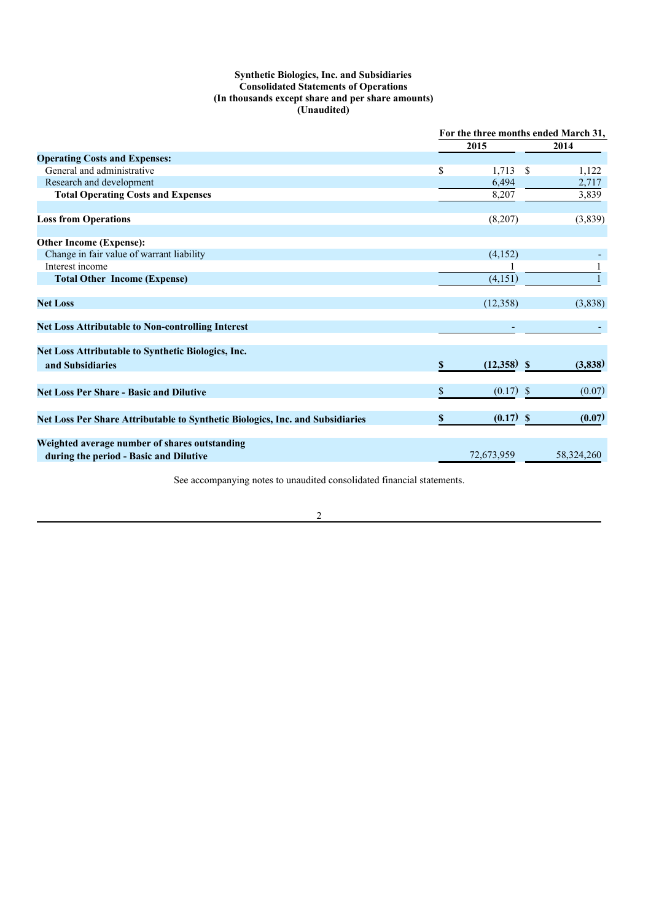**Synthetic Biologics, Inc. and Subsidiaries**
**Consolidated Statements of Operations**
**(In thousands except share and per share amounts)**
**(Unaudited)**

| | For the three months ended March 31, | |
|---|---|---|
| | **2015** | **2014** |
| **Operating Costs and Expenses:** | | |
| General and administrative | $ 1,713 | $ 1,122 |
| Research and development | 6,494 | 2,717 |
| **Total Operating Costs and Expenses** | 8,207 | 3,839 |
| | | |
| **Loss from Operations** | (8,207) | (3,839) |
| | | |
| **Other Income (Expense):** | | |
| Change in fair value of warrant liability | (4,152) | - |
| Interest income | 1 | 1 |
| **Total Other Income (Expense)** | (4,151) | 1 |
| | | |
| **Net Loss** | (12,358) | (3,838) |
| | | |
| **Net Loss Attributable to Non-controlling Interest** | - | - |
| | | |
| **Net Loss Attributable to Synthetic Biologics, Inc. and Subsidiaries** | **$ (12,358)** | **$ (3,838)** |
| | | |
| **Net Loss Per Share - Basic and Dilutive** | $ (0.17) | $ (0.07) |
| | | |
| **Net Loss Per Share Attributable to Synthetic Biologics, Inc. and Subsidiaries** | **$ (0.17)** | **$ (0.07)** |
| | | |
| **Weighted average number of shares outstanding during the period - Basic and Dilutive** | 72,673,959 | 58,324,260 |

See accompanying notes to unaudited consolidated financial statements.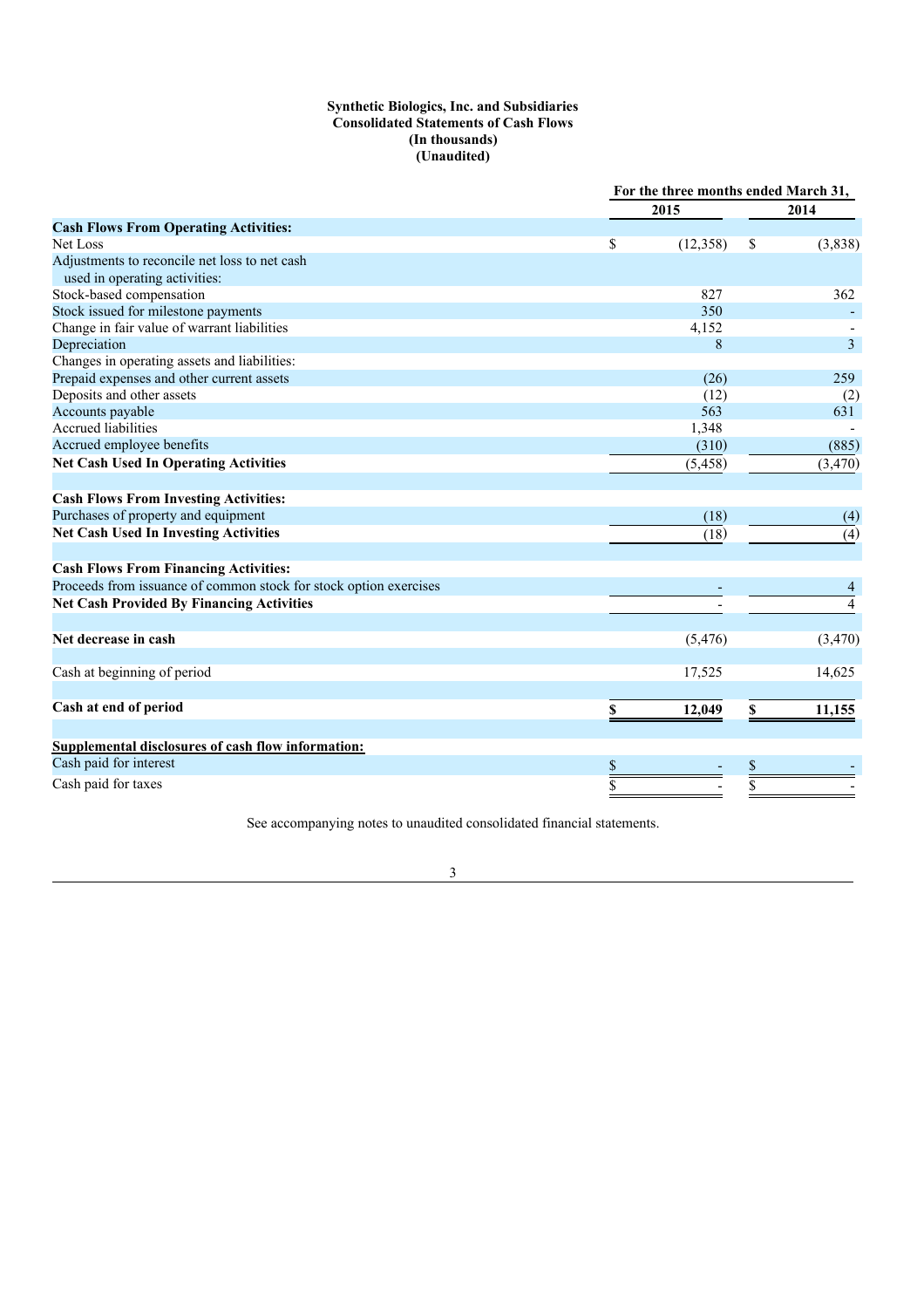**Synthetic Biologics, Inc. and Subsidiaries**
**Consolidated Statements of Cash Flows**
**(In thousands)**
**(Unaudited)**

| | For the three months ended March 31, | |
|---|---|---|
| | **2015** | **2014** |
| **Cash Flows From Operating Activities:** | | |
| Net Loss | $ (12,358) | $ (3,838) |
| Adjustments to reconcile net loss to net cash used in operating activities: | | |
| Stock-based compensation | 827 | 362 |
| Stock issued for milestone payments | 350 | - |
| Change in fair value of warrant liabilities | 4,152 | - |
| Depreciation | 8 | 3 |
| Changes in operating assets and liabilities: | | |
| Prepaid expenses and other current assets | (26) | 259 |
| Deposits and other assets | (12) | (2) |
| Accounts payable | 563 | 631 |
| Accrued liabilities | 1,348 | - |
| Accrued employee benefits | (310) | (885) |
| **Net Cash Used In Operating Activities** | (5,458) | (3,470) |
| | | |
| **Cash Flows From Investing Activities:** | | |
| Purchases of property and equipment | (18) | (4) |
| **Net Cash Used In Investing Activities** | (18) | (4) |
| | | |
| **Cash Flows From Financing Activities:** | | |
| Proceeds from issuance of common stock for stock option exercises | - | 4 |
| **Net Cash Provided By Financing Activities** | - | 4 |
| | | |
| **Net decrease in cash** | (5,476) | (3,470) |
| | | |
| Cash at beginning of period | 17,525 | 14,625 |
| | | |
| **Cash at end of period** | **$ 12,049** | **$ 11,155** |
| | | |
| **Supplemental disclosures of cash flow information:** | | |
| Cash paid for interest | $ - | $ - |
| Cash paid for taxes | $ - | $ - |

See accompanying notes to unaudited consolidated financial statements.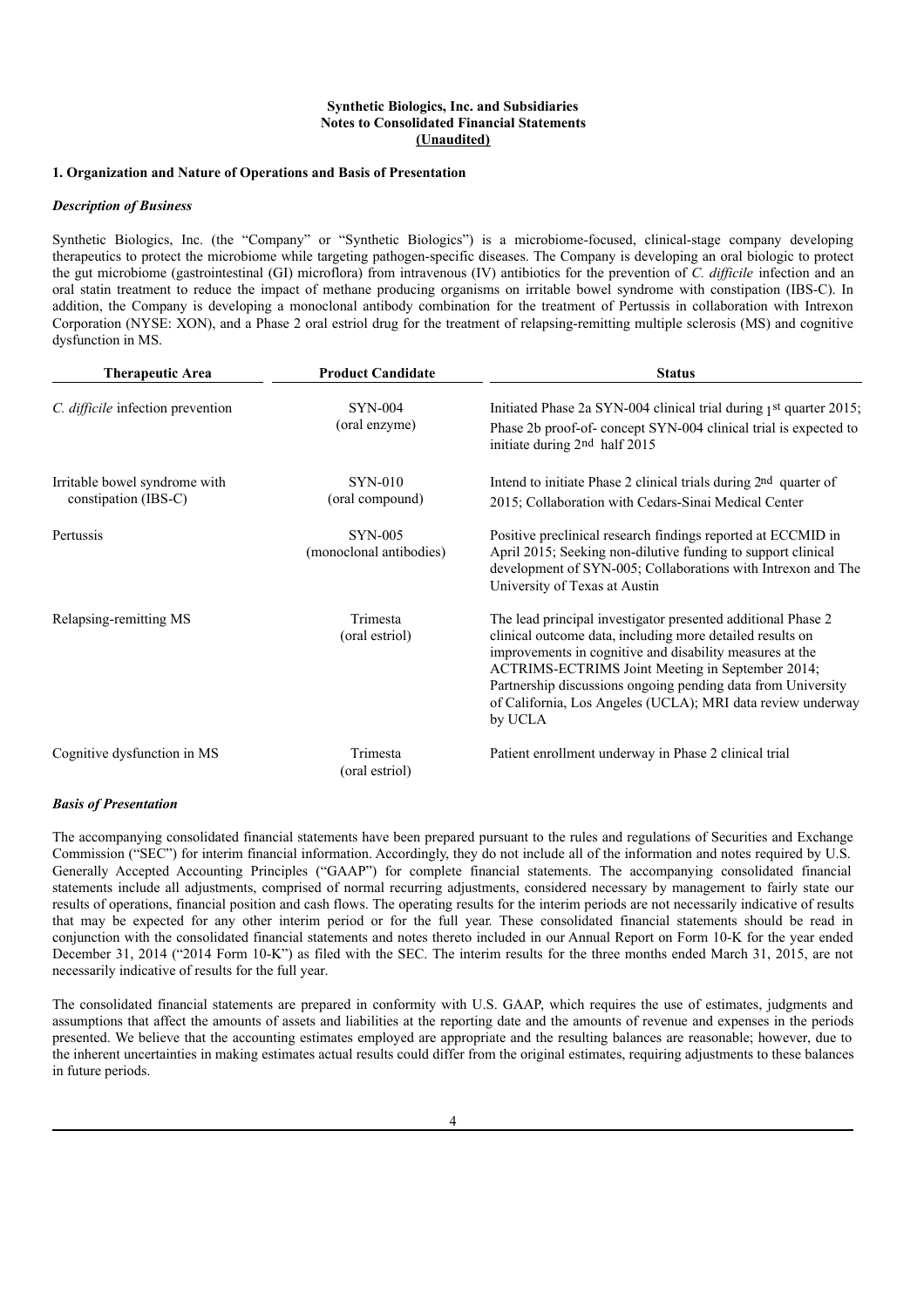**Synthetic Biologics, Inc. and Subsidiaries**
**Notes to Consolidated Financial Statements**
**(Unaudited)**

### 1. Organization and Nature of Operations and Basis of Presentation

***Description of Business***

Synthetic Biologics, Inc. (the "Company" or "Synthetic Biologics") is a microbiome-focused, clinical-stage company developing therapeutics to protect the microbiome while targeting pathogen-specific diseases. The Company is developing an oral biologic to protect the gut microbiome (gastrointestinal (GI) microflora) from intravenous (IV) antibiotics for the prevention of *C. difficile* infection and an oral statin treatment to reduce the impact of methane producing organisms on irritable bowel syndrome with constipation (IBS-C). In addition, the Company is developing a monoclonal antibody combination for the treatment of Pertussis in collaboration with Intrexon Corporation (NYSE: XON), and a Phase 2 oral estriol drug for the treatment of relapsing-remitting multiple sclerosis (MS) and cognitive dysfunction in MS.

| Therapeutic Area | Product Candidate | Status |
|---|---|---|
| *C. difficile* infection prevention | SYN-004 (oral enzyme) | Initiated Phase 2a SYN-004 clinical trial during 1st quarter 2015; Phase 2b proof-of- concept SYN-004 clinical trial is expected to initiate during 2nd half 2015 |
| Irritable bowel syndrome with constipation (IBS-C) | SYN-010 (oral compound) | Intend to initiate Phase 2 clinical trials during 2nd quarter of 2015; Collaboration with Cedars-Sinai Medical Center |
| Pertussis | SYN-005 (monoclonal antibodies) | Positive preclinical research findings reported at ECCMID in April 2015; Seeking non-dilutive funding to support clinical development of SYN-005; Collaborations with Intrexon and The University of Texas at Austin |
| Relapsing-remitting MS | Trimesta (oral estriol) | The lead principal investigator presented additional Phase 2 clinical outcome data, including more detailed results on improvements in cognitive and disability measures at the ACTRIMS-ECTRIMS Joint Meeting in September 2014; Partnership discussions ongoing pending data from University of California, Los Angeles (UCLA); MRI data review underway by UCLA |
| Cognitive dysfunction in MS | Trimesta (oral estriol) | Patient enrollment underway in Phase 2 clinical trial |

***Basis of Presentation***

The accompanying consolidated financial statements have been prepared pursuant to the rules and regulations of Securities and Exchange Commission ("SEC") for interim financial information. Accordingly, they do not include all of the information and notes required by U.S. Generally Accepted Accounting Principles ("GAAP") for complete financial statements. The accompanying consolidated financial statements include all adjustments, comprised of normal recurring adjustments, considered necessary by management to fairly state our results of operations, financial position and cash flows. The operating results for the interim periods are not necessarily indicative of results that may be expected for any other interim period or for the full year. These consolidated financial statements should be read in conjunction with the consolidated financial statements and notes thereto included in our Annual Report on Form 10-K for the year ended December 31, 2014 ("2014 Form 10-K") as filed with the SEC. The interim results for the three months ended March 31, 2015, are not necessarily indicative of results for the full year.

The consolidated financial statements are prepared in conformity with U.S. GAAP, which requires the use of estimates, judgments and assumptions that affect the amounts of assets and liabilities at the reporting date and the amounts of revenue and expenses in the periods presented. We believe that the accounting estimates employed are appropriate and the resulting balances are reasonable; however, due to the inherent uncertainties in making estimates actual results could differ from the original estimates, requiring adjustments to these balances in future periods.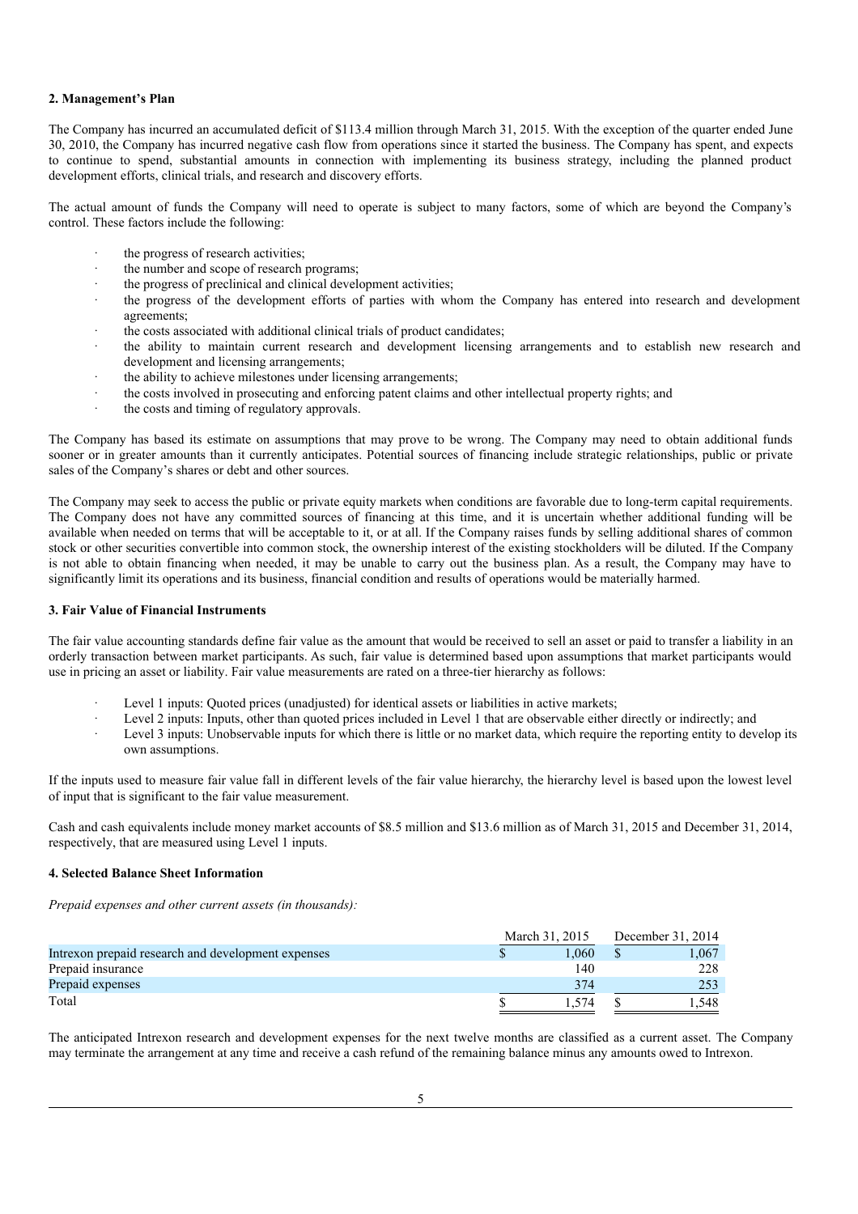### 2. Management's Plan

The Company has incurred an accumulated deficit of $113.4 million through March 31, 2015. With the exception of the quarter ended June 30, 2010, the Company has incurred negative cash flow from operations since it started the business. The Company has spent, and expects to continue to spend, substantial amounts in connection with implementing its business strategy, including the planned product development efforts, clinical trials, and research and discovery efforts.

The actual amount of funds the Company will need to operate is subject to many factors, some of which are beyond the Company's control. These factors include the following:

- the progress of research activities;
- the number and scope of research programs;
- the progress of preclinical and clinical development activities;
- the progress of the development efforts of parties with whom the Company has entered into research and development agreements;
- the costs associated with additional clinical trials of product candidates;
- the ability to maintain current research and development licensing arrangements and to establish new research and development and licensing arrangements;
- the ability to achieve milestones under licensing arrangements;
- the costs involved in prosecuting and enforcing patent claims and other intellectual property rights; and
- the costs and timing of regulatory approvals.

The Company has based its estimate on assumptions that may prove to be wrong. The Company may need to obtain additional funds sooner or in greater amounts than it currently anticipates. Potential sources of financing include strategic relationships, public or private sales of the Company's shares or debt and other sources.

The Company may seek to access the public or private equity markets when conditions are favorable due to long-term capital requirements. The Company does not have any committed sources of financing at this time, and it is uncertain whether additional funding will be available when needed on terms that will be acceptable to it, or at all. If the Company raises funds by selling additional shares of common stock or other securities convertible into common stock, the ownership interest of the existing stockholders will be diluted. If the Company is not able to obtain financing when needed, it may be unable to carry out the business plan. As a result, the Company may have to significantly limit its operations and its business, financial condition and results of operations would be materially harmed.

### 3. Fair Value of Financial Instruments

The fair value accounting standards define fair value as the amount that would be received to sell an asset or paid to transfer a liability in an orderly transaction between market participants. As such, fair value is determined based upon assumptions that market participants would use in pricing an asset or liability. Fair value measurements are rated on a three-tier hierarchy as follows:

- Level 1 inputs: Quoted prices (unadjusted) for identical assets or liabilities in active markets;
- Level 2 inputs: Inputs, other than quoted prices included in Level 1 that are observable either directly or indirectly; and
- Level 3 inputs: Unobservable inputs for which there is little or no market data, which require the reporting entity to develop its own assumptions.

If the inputs used to measure fair value fall in different levels of the fair value hierarchy, the hierarchy level is based upon the lowest level of input that is significant to the fair value measurement.

Cash and cash equivalents include money market accounts of $8.5 million and $13.6 million as of March 31, 2015 and December 31, 2014, respectively, that are measured using Level 1 inputs.

### 4. Selected Balance Sheet Information

*Prepaid expenses and other current assets (in thousands):*

| | March 31, 2015 | December 31, 2014 |
|---|---|---|
| Intrexon prepaid research and development expenses | $ 1,060 | $ 1,067 |
| Prepaid insurance | 140 | 228 |
| Prepaid expenses | 374 | 253 |
| Total | $ 1,574 | $ 1,548 |

The anticipated Intrexon research and development expenses for the next twelve months are classified as a current asset. The Company may terminate the arrangement at any time and receive a cash refund of the remaining balance minus any amounts owed to Intrexon.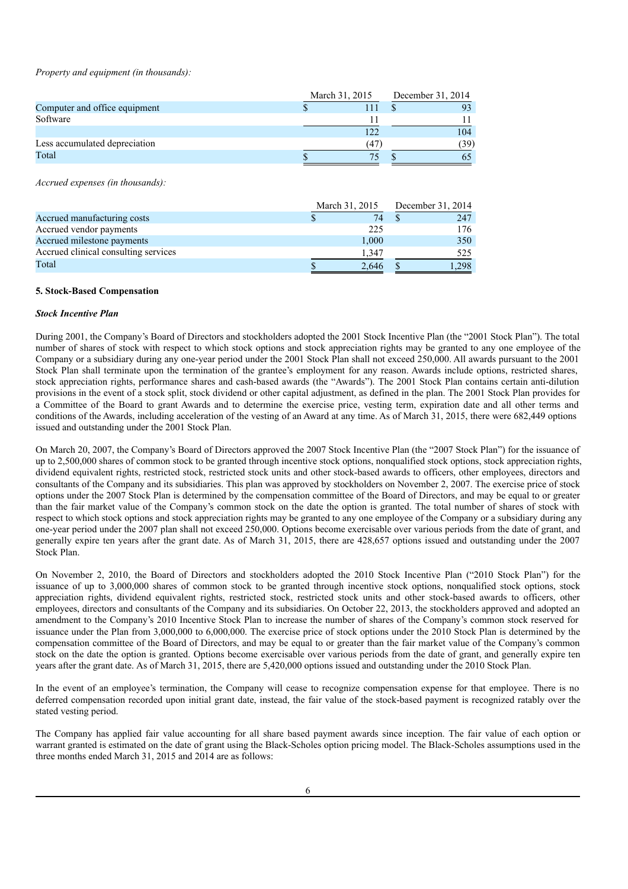*Property and equipment (in thousands):*

| | March 31, 2015 | December 31, 2014 |
|---|---|---|
| Computer and office equipment | $ 111 | $ 93 |
| Software | 11 | 11 |
| | 122 | 104 |
| Less accumulated depreciation | (47) | (39) |
| Total | $ 75 | $ 65 |

*Accrued expenses (in thousands):*

| | March 31, 2015 | December 31, 2014 |
|---|---|---|
| Accrued manufacturing costs | $ 74 | $ 247 |
| Accrued vendor payments | 225 | 176 |
| Accrued milestone payments | 1,000 | 350 |
| Accrued clinical consulting services | 1,347 | 525 |
| Total | $ 2,646 | $ 1,298 |

**5. Stock-Based Compensation**

***Stock Incentive Plan***

During 2001, the Company's Board of Directors and stockholders adopted the 2001 Stock Incentive Plan (the "2001 Stock Plan"). The total number of shares of stock with respect to which stock options and stock appreciation rights may be granted to any one employee of the Company or a subsidiary during any one-year period under the 2001 Stock Plan shall not exceed 250,000. All awards pursuant to the 2001 Stock Plan shall terminate upon the termination of the grantee's employment for any reason. Awards include options, restricted shares, stock appreciation rights, performance shares and cash-based awards (the "Awards"). The 2001 Stock Plan contains certain anti-dilution provisions in the event of a stock split, stock dividend or other capital adjustment, as defined in the plan. The 2001 Stock Plan provides for a Committee of the Board to grant Awards and to determine the exercise price, vesting term, expiration date and all other terms and conditions of the Awards, including acceleration of the vesting of an Award at any time. As of March 31, 2015, there were 682,449 options issued and outstanding under the 2001 Stock Plan.

On March 20, 2007, the Company's Board of Directors approved the 2007 Stock Incentive Plan (the "2007 Stock Plan") for the issuance of up to 2,500,000 shares of common stock to be granted through incentive stock options, nonqualified stock options, stock appreciation rights, dividend equivalent rights, restricted stock, restricted stock units and other stock-based awards to officers, other employees, directors and consultants of the Company and its subsidiaries. This plan was approved by stockholders on November 2, 2007. The exercise price of stock options under the 2007 Stock Plan is determined by the compensation committee of the Board of Directors, and may be equal to or greater than the fair market value of the Company's common stock on the date the option is granted. The total number of shares of stock with respect to which stock options and stock appreciation rights may be granted to any one employee of the Company or a subsidiary during any one-year period under the 2007 plan shall not exceed 250,000. Options become exercisable over various periods from the date of grant, and generally expire ten years after the grant date. As of March 31, 2015, there are 428,657 options issued and outstanding under the 2007 Stock Plan.

On November 2, 2010, the Board of Directors and stockholders adopted the 2010 Stock Incentive Plan ("2010 Stock Plan") for the issuance of up to 3,000,000 shares of common stock to be granted through incentive stock options, nonqualified stock options, stock appreciation rights, dividend equivalent rights, restricted stock, restricted stock units and other stock-based awards to officers, other employees, directors and consultants of the Company and its subsidiaries. On October 22, 2013, the stockholders approved and adopted an amendment to the Company's 2010 Incentive Stock Plan to increase the number of shares of the Company's common stock reserved for issuance under the Plan from 3,000,000 to 6,000,000. The exercise price of stock options under the 2010 Stock Plan is determined by the compensation committee of the Board of Directors, and may be equal to or greater than the fair market value of the Company's common stock on the date the option is granted. Options become exercisable over various periods from the date of grant, and generally expire ten years after the grant date. As of March 31, 2015, there are 5,420,000 options issued and outstanding under the 2010 Stock Plan.

In the event of an employee's termination, the Company will cease to recognize compensation expense for that employee. There is no deferred compensation recorded upon initial grant date, instead, the fair value of the stock-based payment is recognized ratably over the stated vesting period.

The Company has applied fair value accounting for all share based payment awards since inception. The fair value of each option or warrant granted is estimated on the date of grant using the Black-Scholes option pricing model. The Black-Scholes assumptions used in the three months ended March 31, 2015 and 2014 are as follows: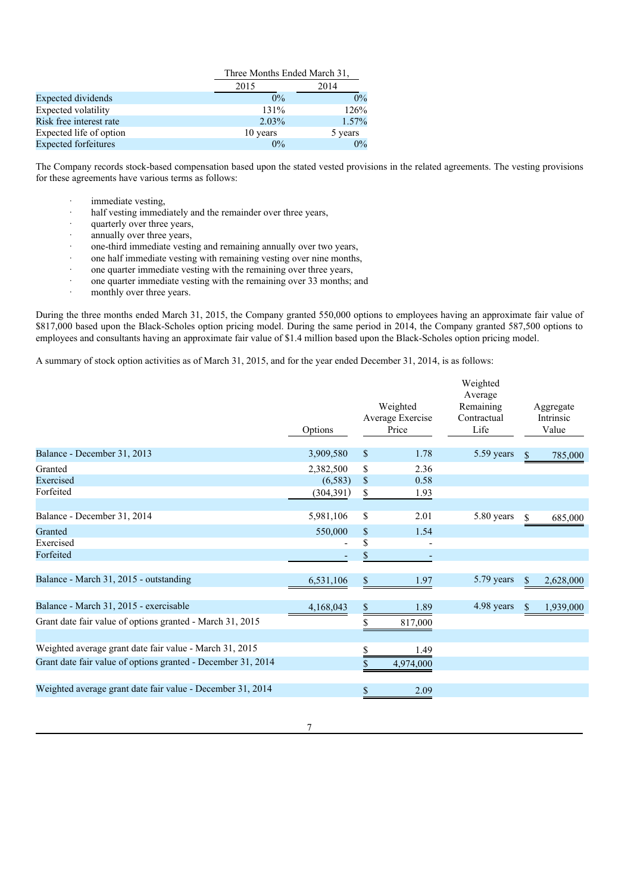| | Three Months Ended March 31, | |
|---|---|---|
| | 2015 | 2014 |
| Expected dividends | 0% | 0% |
| Expected volatility | 131% | 126% |
| Risk free interest rate | 2.03% | 1.57% |
| Expected life of option | 10 years | 5 years |
| Expected forfeitures | 0% | 0% |

The Company records stock-based compensation based upon the stated vested provisions in the related agreements. The vesting provisions for these agreements have various terms as follows:

- immediate vesting,
- half vesting immediately and the remainder over three years,
- quarterly over three years,
- annually over three years,
- one-third immediate vesting and remaining annually over two years,
- one half immediate vesting with remaining vesting over nine months,
- one quarter immediate vesting with the remaining over three years,
- one quarter immediate vesting with the remaining over 33 months; and
- monthly over three years.

During the three months ended March 31, 2015, the Company granted 550,000 options to employees having an approximate fair value of $817,000 based upon the Black-Scholes option pricing model. During the same period in 2014, the Company granted 587,500 options to employees and consultants having an approximate fair value of $1.4 million based upon the Black-Scholes option pricing model.

A summary of stock option activities as of March 31, 2015, and for the year ended December 31, 2014, is as follows:

| | Options | Weighted Average Exercise Price | Weighted Average Remaining Contractual Life | Aggregate Intrinsic Value |
|---|---|---|---|---|
| Balance - December 31, 2013 | 3,909,580 | $ 1.78 | 5.59 years | $ 785,000 |
| Granted | 2,382,500 | $ 2.36 | | |
| Exercised | (6,583) | $ 0.58 | | |
| Forfeited | (304,391) | $ 1.93 | | |
| Balance - December 31, 2014 | 5,981,106 | $ 2.01 | 5.80 years | $ 685,000 |
| Granted | 550,000 | $ 1.54 | | |
| Exercised | - | $ - | | |
| Forfeited | - | $ - | | |
| Balance - March 31, 2015 - outstanding | 6,531,106 | $ 1.97 | 5.79 years | $ 2,628,000 |
| Balance - March 31, 2015 - exercisable | 4,168,043 | $ 1.89 | 4.98 years | $ 1,939,000 |
| Grant date fair value of options granted - March 31, 2015 | | $ 817,000 | | |
| Weighted average grant date fair value - March 31, 2015 | | $ 1.49 | | |
| Grant date fair value of options granted - December 31, 2014 | | $ 4,974,000 | | |
| Weighted average grant date fair value - December 31, 2014 | | $ 2.09 | | |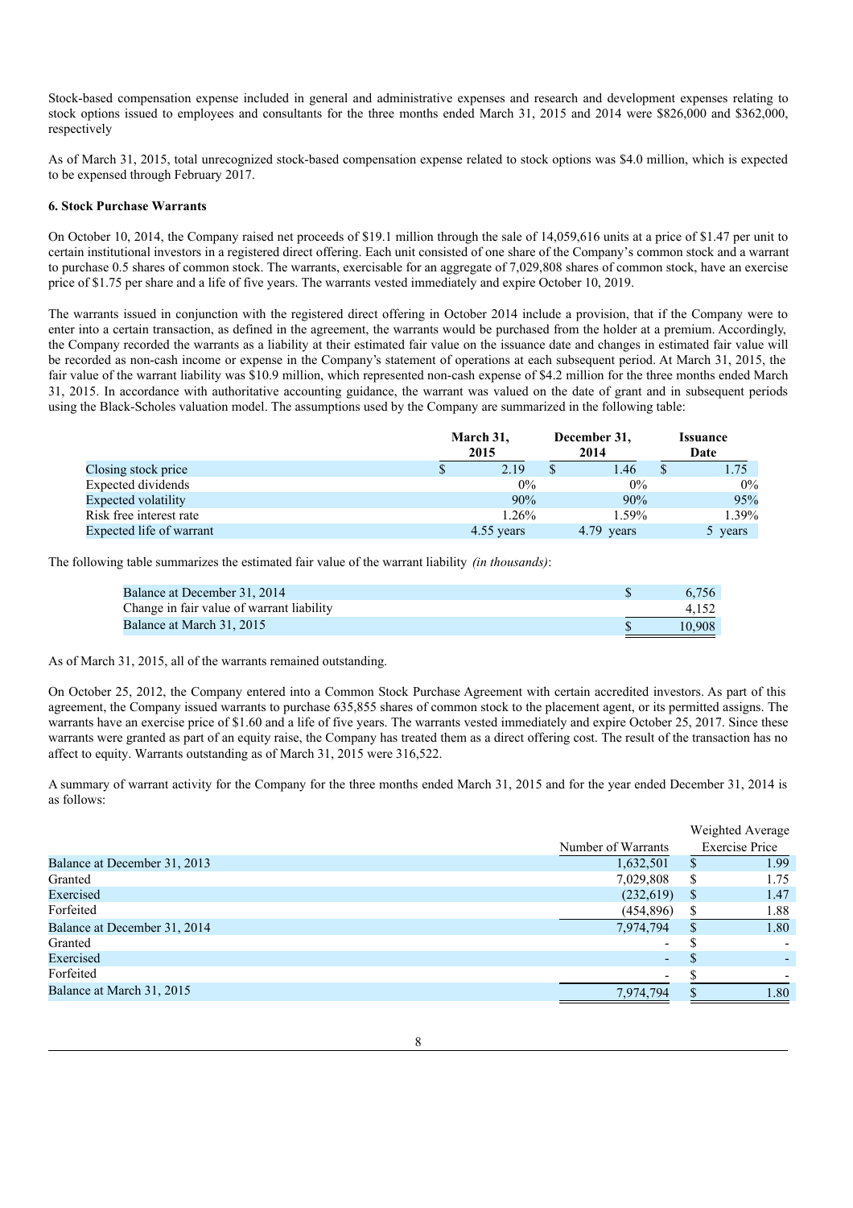Stock-based compensation expense included in general and administrative expenses and research and development expenses relating to stock options issued to employees and consultants for the three months ended March 31, 2015 and 2014 were $826,000 and $362,000, respectively

As of March 31, 2015, total unrecognized stock-based compensation expense related to stock options was $4.0 million, which is expected to be expensed through February 2017.

**6. Stock Purchase Warrants**

On October 10, 2014, the Company raised net proceeds of $19.1 million through the sale of 14,059,616 units at a price of $1.47 per unit to certain institutional investors in a registered direct offering. Each unit consisted of one share of the Company's common stock and a warrant to purchase 0.5 shares of common stock. The warrants, exercisable for an aggregate of 7,029,808 shares of common stock, have an exercise price of $1.75 per share and a life of five years. The warrants vested immediately and expire October 10, 2019.

The warrants issued in conjunction with the registered direct offering in October 2014 include a provision, that if the Company were to enter into a certain transaction, as defined in the agreement, the warrants would be purchased from the holder at a premium. Accordingly, the Company recorded the warrants as a liability at their estimated fair value on the issuance date and changes in estimated fair value will be recorded as non-cash income or expense in the Company's statement of operations at each subsequent period. At March 31, 2015, the fair value of the warrant liability was $10.9 million, which represented non-cash expense of $4.2 million for the three months ended March 31, 2015. In accordance with authoritative accounting guidance, the warrant was valued on the date of grant and in subsequent periods using the Black-Scholes valuation model. The assumptions used by the Company are summarized in the following table:

| | March 31, 2015 | December 31, 2014 | Issuance Date |
|---|---|---|---|
| Closing stock price | $ 2.19 | $ 1.46 | $ 1.75 |
| Expected dividends | 0% | 0% | 0% |
| Expected volatility | 90% | 90% | 95% |
| Risk free interest rate | 1.26% | 1.59% | 1.39% |
| Expected life of warrant | 4.55 years | 4.79 years | 5 years |

The following table summarizes the estimated fair value of the warrant liability *(in thousands)*:

| | |
|---|---|
| Balance at December 31, 2014 | $ 6,756 |
| Change in fair value of warrant liability | 4,152 |
| Balance at March 31, 2015 | $ 10,908 |

As of March 31, 2015, all of the warrants remained outstanding.

On October 25, 2012, the Company entered into a Common Stock Purchase Agreement with certain accredited investors. As part of this agreement, the Company issued warrants to purchase 635,855 shares of common stock to the placement agent, or its permitted assigns. The warrants have an exercise price of $1.60 and a life of five years. The warrants vested immediately and expire October 25, 2017. Since these warrants were granted as part of an equity raise, the Company has treated them as a direct offering cost. The result of the transaction has no affect to equity. Warrants outstanding as of March 31, 2015 were 316,522.

A summary of warrant activity for the Company for the three months ended March 31, 2015 and for the year ended December 31, 2014 is as follows:

| | Number of Warrants | Weighted Average Exercise Price |
|---|---|---|
| Balance at December 31, 2013 | 1,632,501 | $ 1.99 |
| Granted | 7,029,808 | $ 1.75 |
| Exercised | (232,619) | $ 1.47 |
| Forfeited | (454,896) | $ 1.88 |
| Balance at December 31, 2014 | 7,974,794 | $ 1.80 |
| Granted | - | $ - |
| Exercised | - | $ - |
| Forfeited | - | $ - |
| Balance at March 31, 2015 | 7,974,794 | $ 1.80 |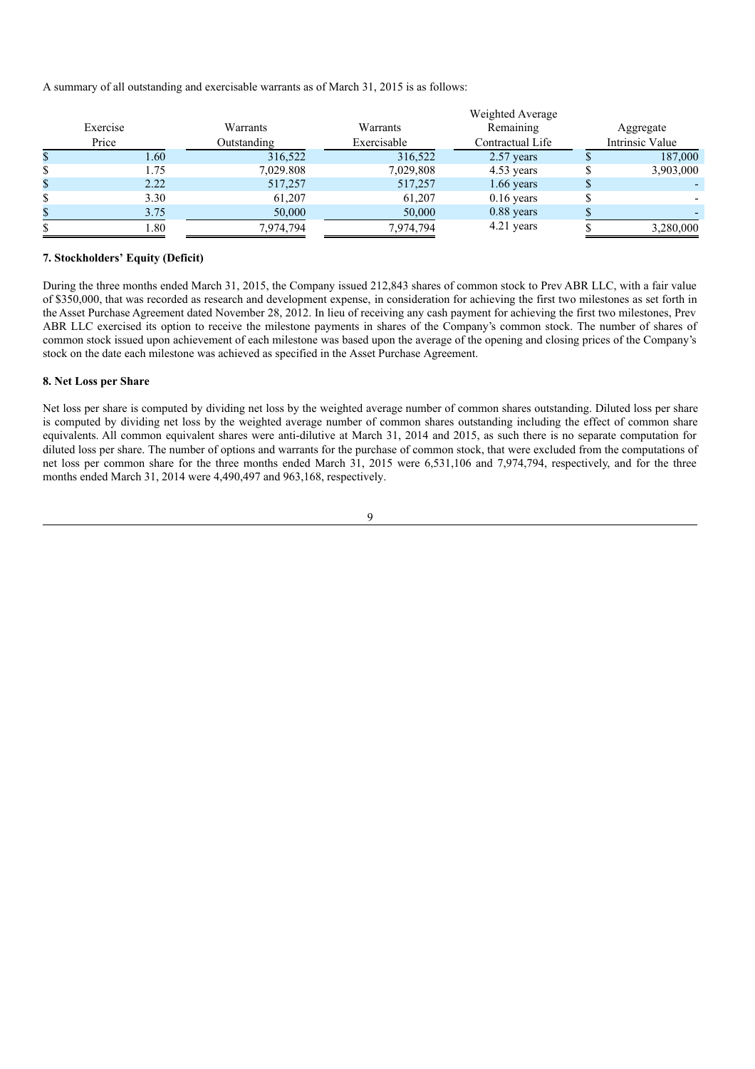A summary of all outstanding and exercisable warrants as of March 31, 2015 is as follows:

| Exercise Price | Warrants Outstanding | Warrants Exercisable | Weighted Average Remaining Contractual Life | Aggregate Intrinsic Value |
|---|---|---|---|---|
| $ 1.60 | 316,522 | 316,522 | 2.57 years | $ 187,000 |
| $ 1.75 | 7,029.808 | 7,029,808 | 4.53 years | $ 3,903,000 |
| $ 2.22 | 517,257 | 517,257 | 1.66 years | $ - |
| $ 3.30 | 61,207 | 61,207 | 0.16 years | $ - |
| $ 3.75 | 50,000 | 50,000 | 0.88 years | $ - |
| $ 1.80 | 7,974,794 | 7,974,794 | 4.21 years | $ 3,280,000 |

### 7. Stockholders' Equity (Deficit)

During the three months ended March 31, 2015, the Company issued 212,843 shares of common stock to Prev ABR LLC, with a fair value of $350,000, that was recorded as research and development expense, in consideration for achieving the first two milestones as set forth in the Asset Purchase Agreement dated November 28, 2012. In lieu of receiving any cash payment for achieving the first two milestones, Prev ABR LLC exercised its option to receive the milestone payments in shares of the Company's common stock. The number of shares of common stock issued upon achievement of each milestone was based upon the average of the opening and closing prices of the Company's stock on the date each milestone was achieved as specified in the Asset Purchase Agreement.

### 8. Net Loss per Share

Net loss per share is computed by dividing net loss by the weighted average number of common shares outstanding. Diluted loss per share is computed by dividing net loss by the weighted average number of common shares outstanding including the effect of common share equivalents. All common equivalent shares were anti-dilutive at March 31, 2014 and 2015, as such there is no separate computation for diluted loss per share. The number of options and warrants for the purchase of common stock, that were excluded from the computations of net loss per common share for the three months ended March 31, 2015 were 6,531,106 and 7,974,794, respectively, and for the three months ended March 31, 2014 were 4,490,497 and 963,168, respectively.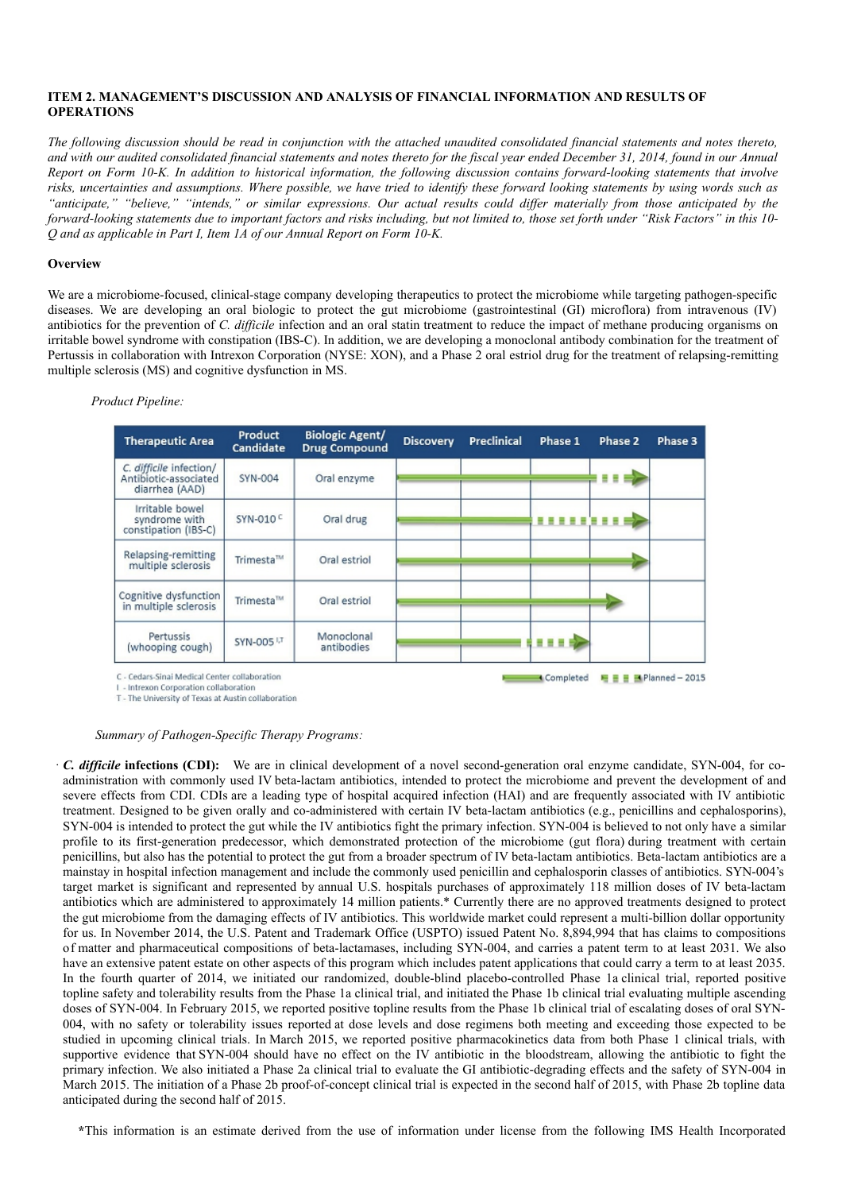**ITEM 2. MANAGEMENT'S DISCUSSION AND ANALYSIS OF FINANCIAL INFORMATION AND RESULTS OF OPERATIONS**

*The following discussion should be read in conjunction with the attached unaudited consolidated financial statements and notes thereto, and with our audited consolidated financial statements and notes thereto for the fiscal year ended December 31, 2014, found in our Annual Report on Form 10-K. In addition to historical information, the following discussion contains forward-looking statements that involve risks, uncertainties and assumptions. Where possible, we have tried to identify these forward looking statements by using words such as "anticipate," "believe," "intends," or similar expressions. Our actual results could differ materially from those anticipated by the forward-looking statements due to important factors and risks including, but not limited to, those set forth under "Risk Factors" in this 10-Q and as applicable in Part I, Item 1A of our Annual Report on Form 10-K.*

**Overview**

We are a microbiome-focused, clinical-stage company developing therapeutics to protect the microbiome while targeting pathogen-specific diseases. We are developing an oral biologic to protect the gut microbiome (gastrointestinal (GI) microflora) from intravenous (IV) antibiotics for the prevention of *C. difficile* infection and an oral statin treatment to reduce the impact of methane producing organisms on irritable bowel syndrome with constipation (IBS-C). In addition, we are developing a monoclonal antibody combination for the treatment of Pertussis in collaboration with Intrexon Corporation (NYSE: XON), and a Phase 2 oral estriol drug for the treatment of relapsing-remitting multiple sclerosis (MS) and cognitive dysfunction in MS.

*Product Pipeline:*

| Therapeutic Area | Product Candidate | Biologic Agent/ Drug Compound | Discovery | Preclinical | Phase 1 | Phase 2 | Phase 3 |
|---|---|---|---|---|---|---|---|
| *C. difficile* infection/ Antibiotic-associated diarrhea (AAD) | SYN-004 | Oral enzyme | Completed | Completed | Completed | Planned – 2015 | |
| Irritable bowel syndrome with constipation (IBS-C) | SYN-010 [C] | Oral drug | Completed | Completed | Planned – 2015 | Planned – 2015 | |
| Relapsing-remitting multiple sclerosis | Trimesta™ | Oral estriol | Completed | Completed | Completed | Completed | |
| Cognitive dysfunction in multiple sclerosis | Trimesta™ | Oral estriol | Completed | Completed | Completed | Completed | |
| Pertussis (whooping cough) | SYN-005 [I,T] | Monoclonal antibodies | Completed | Completed | Planned – 2015 | | |

C - Cedars-Sinai Medical Center collaboration
I - Intrexon Corporation collaboration
T - The University of Texas at Austin collaboration

*Summary of Pathogen-Specific Therapy Programs:*

- ***C. difficile* infections (CDI):** We are in clinical development of a novel second-generation oral enzyme candidate, SYN-004, for co-administration with commonly used IV beta-lactam antibiotics, intended to protect the microbiome and prevent the development of and severe effects from CDI. CDIs are a leading type of hospital acquired infection (HAI) and are frequently associated with IV antibiotic treatment. Designed to be given orally and co-administered with certain IV beta-lactam antibiotics (e.g., penicillins and cephalosporins), SYN-004 is intended to protect the gut while the IV antibiotics fight the primary infection. SYN-004 is believed to not only have a similar profile to its first-generation predecessor, which demonstrated protection of the microbiome (gut flora) during treatment with certain penicillins, but also has the potential to protect the gut from a broader spectrum of IV beta-lactam antibiotics. Beta-lactam antibiotics are a mainstay in hospital infection management and include the commonly used penicillin and cephalosporin classes of antibiotics. SYN-004's target market is significant and represented by annual U.S. hospitals purchases of approximately 118 million doses of IV beta-lactam antibiotics which are administered to approximately 14 million patients.* Currently there are no approved treatments designed to protect the gut microbiome from the damaging effects of IV antibiotics. This worldwide market could represent a multi-billion dollar opportunity for us. In November 2014, the U.S. Patent and Trademark Office (USPTO) issued Patent No. 8,894,994 that has claims to compositions of matter and pharmaceutical compositions of beta-lactamases, including SYN-004, and carries a patent term to at least 2031. We also have an extensive patent estate on other aspects of this program which includes patent applications that could carry a term to at least 2035. In the fourth quarter of 2014, we initiated our randomized, double-blind placebo-controlled Phase 1a clinical trial, reported positive topline safety and tolerability results from the Phase 1a clinical trial, and initiated the Phase 1b clinical trial evaluating multiple ascending doses of SYN-004. In February 2015, we reported positive topline results from the Phase 1b clinical trial of escalating doses of oral SYN-004, with no safety or tolerability issues reported at dose levels and dose regimens both meeting and exceeding those expected to be studied in upcoming clinical trials. In March 2015, we reported positive pharmacokinetics data from both Phase 1 clinical trials, with supportive evidence that SYN-004 should have no effect on the IV antibiotic in the bloodstream, allowing the antibiotic to fight the primary infection. We also initiated a Phase 2a clinical trial to evaluate the GI antibiotic-degrading effects and the safety of SYN-004 in March 2015. The initiation of a Phase 2b proof-of-concept clinical trial is expected in the second half of 2015, with Phase 2b topline data anticipated during the second half of 2015.

*This information is an estimate derived from the use of information under license from the following IMS Health Incorporated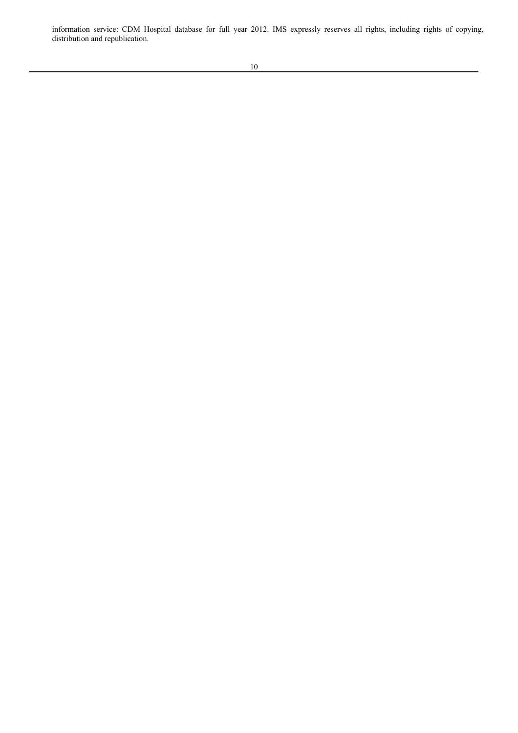information service: CDM Hospital database for full year 2012. IMS expressly reserves all rights, including rights of copying, distribution and republication.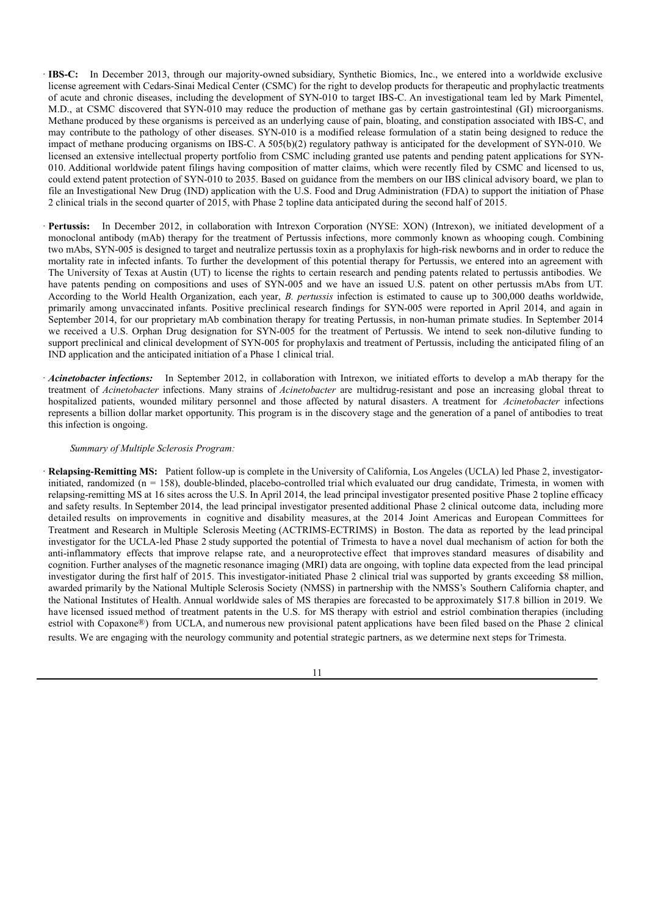- **IBS-C:** In December 2013, through our majority-owned subsidiary, Synthetic Biomics, Inc., we entered into a worldwide exclusive license agreement with Cedars-Sinai Medical Center (CSMC) for the right to develop products for therapeutic and prophylactic treatments of acute and chronic diseases, including the development of SYN-010 to target IBS-C. An investigational team led by Mark Pimentel, M.D., at CSMC discovered that SYN-010 may reduce the production of methane gas by certain gastrointestinal (GI) microorganisms. Methane produced by these organisms is perceived as an underlying cause of pain, bloating, and constipation associated with IBS-C, and may contribute to the pathology of other diseases. SYN-010 is a modified release formulation of a statin being designed to reduce the impact of methane producing organisms on IBS-C. A 505(b)(2) regulatory pathway is anticipated for the development of SYN-010. We licensed an extensive intellectual property portfolio from CSMC including granted use patents and pending patent applications for SYN-010. Additional worldwide patent filings having composition of matter claims, which were recently filed by CSMC and licensed to us, could extend patent protection of SYN-010 to 2035. Based on guidance from the members on our IBS clinical advisory board, we plan to file an Investigational New Drug (IND) application with the U.S. Food and Drug Administration (FDA) to support the initiation of Phase 2 clinical trials in the second quarter of 2015, with Phase 2 topline data anticipated during the second half of 2015.

- **Pertussis:** In December 2012, in collaboration with Intrexon Corporation (NYSE: XON) (Intrexon), we initiated development of a monoclonal antibody (mAb) therapy for the treatment of Pertussis infections, more commonly known as whooping cough. Combining two mAbs, SYN-005 is designed to target and neutralize pertussis toxin as a prophylaxis for high-risk newborns and in order to reduce the mortality rate in infected infants. To further the development of this potential therapy for Pertussis, we entered into an agreement with The University of Texas at Austin (UT) to license the rights to certain research and pending patents related to pertussis antibodies. We have patents pending on compositions and uses of SYN-005 and we have an issued U.S. patent on other pertussis mAbs from UT. According to the World Health Organization, each year, *B. pertussis* infection is estimated to cause up to 300,000 deaths worldwide, primarily among unvaccinated infants. Positive preclinical research findings for SYN-005 were reported in April 2014, and again in September 2014, for our proprietary mAb combination therapy for treating Pertussis, in non-human primate studies. In September 2014 we received a U.S. Orphan Drug designation for SYN-005 for the treatment of Pertussis. We intend to seek non-dilutive funding to support preclinical and clinical development of SYN-005 for prophylaxis and treatment of Pertussis, including the anticipated filing of an IND application and the anticipated initiation of a Phase 1 clinical trial.

- ***Acinetobacter infections:*** In September 2012, in collaboration with Intrexon, we initiated efforts to develop a mAb therapy for the treatment of *Acinetobacter* infections. Many strains of *Acinetobacter* are multidrug-resistant and pose an increasing global threat to hospitalized patients, wounded military personnel and those affected by natural disasters. A treatment for *Acinetobacter* infections represents a billion dollar market opportunity. This program is in the discovery stage and the generation of a panel of antibodies to treat this infection is ongoing.

*Summary of Multiple Sclerosis Program:*

- **Relapsing-Remitting MS:** Patient follow-up is complete in the University of California, Los Angeles (UCLA) led Phase 2, investigator-initiated, randomized (n = 158), double-blinded, placebo-controlled trial which evaluated our drug candidate, Trimesta, in women with relapsing-remitting MS at 16 sites across the U.S. In April 2014, the lead principal investigator presented positive Phase 2 topline efficacy and safety results. In September 2014, the lead principal investigator presented additional Phase 2 clinical outcome data, including more detailed results on improvements in cognitive and disability measures, at the 2014 Joint Americas and European Committees for Treatment and Research in Multiple Sclerosis Meeting (ACTRIMS-ECTRIMS) in Boston. The data as reported by the lead principal investigator for the UCLA-led Phase 2 study supported the potential of Trimesta to have a novel dual mechanism of action for both the anti-inflammatory effects that improve relapse rate, and a neuroprotective effect that improves standard measures of disability and cognition. Further analyses of the magnetic resonance imaging (MRI) data are ongoing, with topline data expected from the lead principal investigator during the first half of 2015. This investigator-initiated Phase 2 clinical trial was supported by grants exceeding \$8 million, awarded primarily by the National Multiple Sclerosis Society (NMSS) in partnership with the NMSS's Southern California chapter, and the National Institutes of Health. Annual worldwide sales of MS therapies are forecasted to be approximately \$17.8 billion in 2019. We have licensed issued method of treatment patents in the U.S. for MS therapy with estriol and estriol combination therapies (including estriol with Copaxone®) from UCLA, and numerous new provisional patent applications have been filed based on the Phase 2 clinical results. We are engaging with the neurology community and potential strategic partners, as we determine next steps for Trimesta.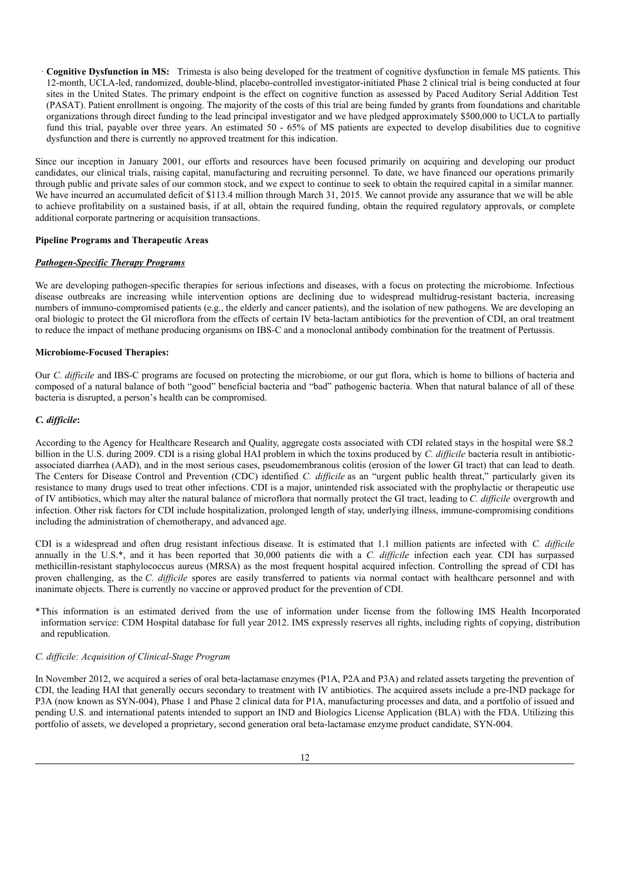- **Cognitive Dysfunction in MS:** Trimesta is also being developed for the treatment of cognitive dysfunction in female MS patients. This 12-month, UCLA-led, randomized, double-blind, placebo-controlled investigator-initiated Phase 2 clinical trial is being conducted at four sites in the United States. The primary endpoint is the effect on cognitive function as assessed by Paced Auditory Serial Addition Test (PASAT). Patient enrollment is ongoing. The majority of the costs of this trial are being funded by grants from foundations and charitable organizations through direct funding to the lead principal investigator and we have pledged approximately $500,000 to UCLA to partially fund this trial, payable over three years. An estimated 50 - 65% of MS patients are expected to develop disabilities due to cognitive dysfunction and there is currently no approved treatment for this indication.

Since our inception in January 2001, our efforts and resources have been focused primarily on acquiring and developing our product candidates, our clinical trials, raising capital, manufacturing and recruiting personnel. To date, we have financed our operations primarily through public and private sales of our common stock, and we expect to continue to seek to obtain the required capital in a similar manner. We have incurred an accumulated deficit of $113.4 million through March 31, 2015. We cannot provide any assurance that we will be able to achieve profitability on a sustained basis, if at all, obtain the required funding, obtain the required regulatory approvals, or complete additional corporate partnering or acquisition transactions.

**Pipeline Programs and Therapeutic Areas**

***Pathogen-Specific Therapy Programs***

We are developing pathogen-specific therapies for serious infections and diseases, with a focus on protecting the microbiome. Infectious disease outbreaks are increasing while intervention options are declining due to widespread multidrug-resistant bacteria, increasing numbers of immuno-compromised patients (e.g., the elderly and cancer patients), and the isolation of new pathogens. We are developing an oral biologic to protect the GI microflora from the effects of certain IV beta-lactam antibiotics for the prevention of CDI, an oral treatment to reduce the impact of methane producing organisms on IBS-C and a monoclonal antibody combination for the treatment of Pertussis.

**Microbiome-Focused Therapies:**

Our *C. difficile* and IBS-C programs are focused on protecting the microbiome, or our gut flora, which is home to billions of bacteria and composed of a natural balance of both "good" beneficial bacteria and "bad" pathogenic bacteria. When that natural balance of all of these bacteria is disrupted, a person's health can be compromised.

***C. difficile*:**

According to the Agency for Healthcare Research and Quality, aggregate costs associated with CDI related stays in the hospital were $8.2 billion in the U.S. during 2009. CDI is a rising global HAI problem in which the toxins produced by *C. difficile* bacteria result in antibiotic-associated diarrhea (AAD), and in the most serious cases, pseudomembranous colitis (erosion of the lower GI tract) that can lead to death. The Centers for Disease Control and Prevention (CDC) identified *C. difficile* as an "urgent public health threat," particularly given its resistance to many drugs used to treat other infections. CDI is a major, unintended risk associated with the prophylactic or therapeutic use of IV antibiotics, which may alter the natural balance of microflora that normally protect the GI tract, leading to *C. difficile* overgrowth and infection. Other risk factors for CDI include hospitalization, prolonged length of stay, underlying illness, immune-compromising conditions including the administration of chemotherapy, and advanced age.

CDI is a widespread and often drug resistant infectious disease. It is estimated that 1.1 million patients are infected with *C. difficile* annually in the U.S.*, and it has been reported that 30,000 patients die with a *C. difficile* infection each year. CDI has surpassed methicillin-resistant staphylococcus aureus (MRSA) as the most frequent hospital acquired infection. Controlling the spread of CDI has proven challenging, as the *C. difficile* spores are easily transferred to patients via normal contact with healthcare personnel and with inanimate objects. There is currently no vaccine or approved product for the prevention of CDI.

*This information is an estimated derived from the use of information under license from the following IMS Health Incorporated information service: CDM Hospital database for full year 2012. IMS expressly reserves all rights, including rights of copying, distribution and republication.

*C. difficile: Acquisition of Clinical-Stage Program*

In November 2012, we acquired a series of oral beta-lactamase enzymes (P1A, P2A and P3A) and related assets targeting the prevention of CDI, the leading HAI that generally occurs secondary to treatment with IV antibiotics. The acquired assets include a pre-IND package for P3A (now known as SYN-004), Phase 1 and Phase 2 clinical data for P1A, manufacturing processes and data, and a portfolio of issued and pending U.S. and international patents intended to support an IND and Biologics License Application (BLA) with the FDA. Utilizing this portfolio of assets, we developed a proprietary, second generation oral beta-lactamase enzyme product candidate, SYN-004.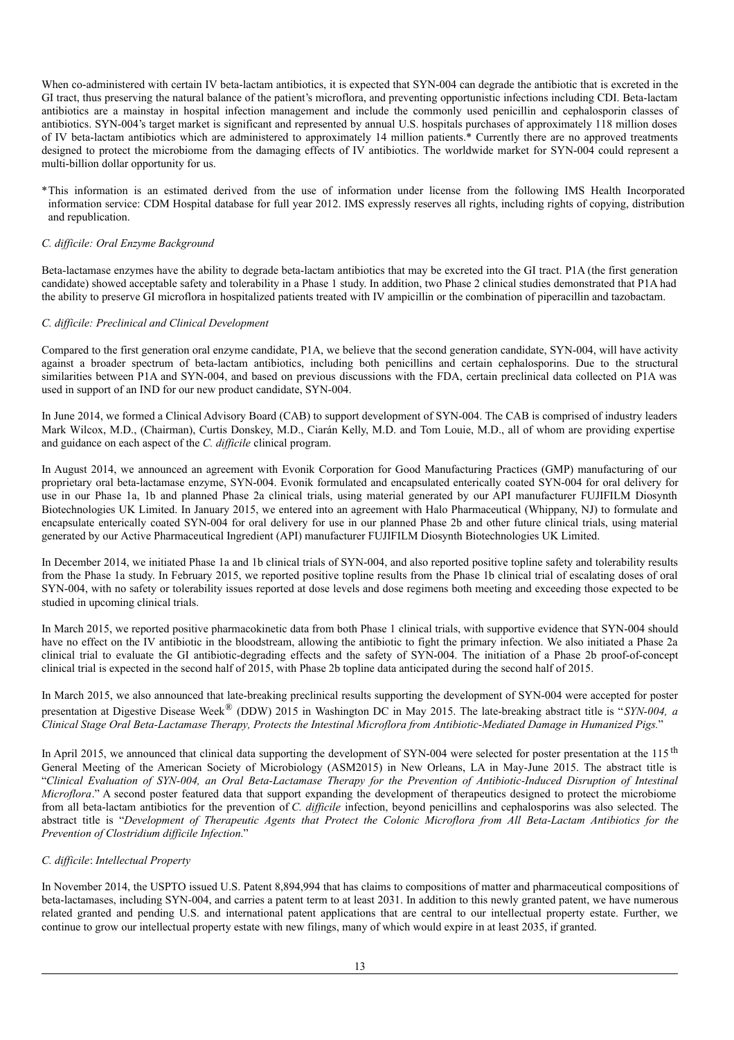When co-administered with certain IV beta-lactam antibiotics, it is expected that SYN-004 can degrade the antibiotic that is excreted in the GI tract, thus preserving the natural balance of the patient's microflora, and preventing opportunistic infections including CDI. Beta-lactam antibiotics are a mainstay in hospital infection management and include the commonly used penicillin and cephalosporin classes of antibiotics. SYN-004's target market is significant and represented by annual U.S. hospitals purchases of approximately 118 million doses of IV beta-lactam antibiotics which are administered to approximately 14 million patients.* Currently there are no approved treatments designed to protect the microbiome from the damaging effects of IV antibiotics. The worldwide market for SYN-004 could represent a multi-billion dollar opportunity for us.

*This information is an estimated derived from the use of information under license from the following IMS Health Incorporated information service: CDM Hospital database for full year 2012. IMS expressly reserves all rights, including rights of copying, distribution and republication.

*C. difficile: Oral Enzyme Background*

Beta-lactamase enzymes have the ability to degrade beta-lactam antibiotics that may be excreted into the GI tract. P1A (the first generation candidate) showed acceptable safety and tolerability in a Phase 1 study. In addition, two Phase 2 clinical studies demonstrated that P1A had the ability to preserve GI microflora in hospitalized patients treated with IV ampicillin or the combination of piperacillin and tazobactam.

*C. difficile: Preclinical and Clinical Development*

Compared to the first generation oral enzyme candidate, P1A, we believe that the second generation candidate, SYN-004, will have activity against a broader spectrum of beta-lactam antibiotics, including both penicillins and certain cephalosporins. Due to the structural similarities between P1A and SYN-004, and based on previous discussions with the FDA, certain preclinical data collected on P1A was used in support of an IND for our new product candidate, SYN-004.

In June 2014, we formed a Clinical Advisory Board (CAB) to support development of SYN-004. The CAB is comprised of industry leaders Mark Wilcox, M.D., (Chairman), Curtis Donskey, M.D., Ciarán Kelly, M.D. and Tom Louie, M.D., all of whom are providing expertise and guidance on each aspect of the *C. difficile* clinical program.

In August 2014, we announced an agreement with Evonik Corporation for Good Manufacturing Practices (GMP) manufacturing of our proprietary oral beta-lactamase enzyme, SYN-004. Evonik formulated and encapsulated enterically coated SYN-004 for oral delivery for use in our Phase 1a, 1b and planned Phase 2a clinical trials, using material generated by our API manufacturer FUJIFILM Diosynth Biotechnologies UK Limited. In January 2015, we entered into an agreement with Halo Pharmaceutical (Whippany, NJ) to formulate and encapsulate enterically coated SYN-004 for oral delivery for use in our planned Phase 2b and other future clinical trials, using material generated by our Active Pharmaceutical Ingredient (API) manufacturer FUJIFILM Diosynth Biotechnologies UK Limited.

In December 2014, we initiated Phase 1a and 1b clinical trials of SYN-004, and also reported positive topline safety and tolerability results from the Phase 1a study. In February 2015, we reported positive topline results from the Phase 1b clinical trial of escalating doses of oral SYN-004, with no safety or tolerability issues reported at dose levels and dose regimens both meeting and exceeding those expected to be studied in upcoming clinical trials.

In March 2015, we reported positive pharmacokinetic data from both Phase 1 clinical trials, with supportive evidence that SYN-004 should have no effect on the IV antibiotic in the bloodstream, allowing the antibiotic to fight the primary infection. We also initiated a Phase 2a clinical trial to evaluate the GI antibiotic-degrading effects and the safety of SYN-004. The initiation of a Phase 2b proof-of-concept clinical trial is expected in the second half of 2015, with Phase 2b topline data anticipated during the second half of 2015.

In March 2015, we also announced that late-breaking preclinical results supporting the development of SYN-004 were accepted for poster presentation at Digestive Disease Week® (DDW) 2015 in Washington DC in May 2015. The late-breaking abstract title is "*SYN-004, a Clinical Stage Oral Beta-Lactamase Therapy, Protects the Intestinal Microflora from Antibiotic-Mediated Damage in Humanized Pigs.*"

In April 2015, we announced that clinical data supporting the development of SYN-004 were selected for poster presentation at the 115th General Meeting of the American Society of Microbiology (ASM2015) in New Orleans, LA in May-June 2015. The abstract title is "*Clinical Evaluation of SYN-004, an Oral Beta-Lactamase Therapy for the Prevention of Antibiotic-Induced Disruption of Intestinal Microflora*." A second poster featured data that support expanding the development of therapeutics designed to protect the microbiome from all beta-lactam antibiotics for the prevention of *C. difficile* infection, beyond penicillins and cephalosporins was also selected. The abstract title is "*Development of Therapeutic Agents that Protect the Colonic Microflora from All Beta-Lactam Antibiotics for the Prevention of Clostridium difficile Infection*."

*C. difficile*: *Intellectual Property*

In November 2014, the USPTO issued U.S. Patent 8,894,994 that has claims to compositions of matter and pharmaceutical compositions of beta-lactamases, including SYN-004, and carries a patent term to at least 2031. In addition to this newly granted patent, we have numerous related granted and pending U.S. and international patent applications that are central to our intellectual property estate. Further, we continue to grow our intellectual property estate with new filings, many of which would expire in at least 2035, if granted.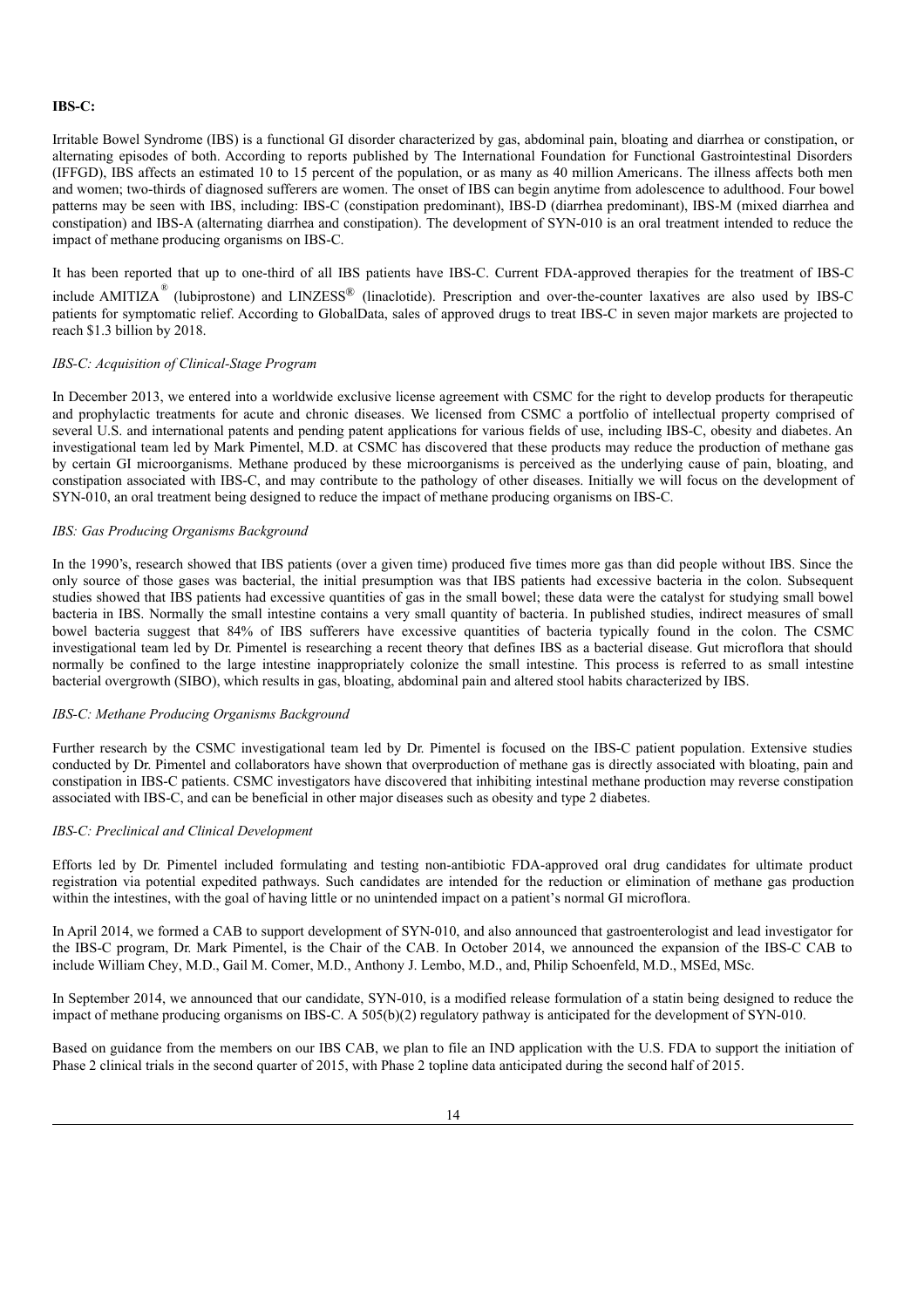**IBS-C:**

Irritable Bowel Syndrome (IBS) is a functional GI disorder characterized by gas, abdominal pain, bloating and diarrhea or constipation, or alternating episodes of both. According to reports published by The International Foundation for Functional Gastrointestinal Disorders (IFFGD), IBS affects an estimated 10 to 15 percent of the population, or as many as 40 million Americans. The illness affects both men and women; two-thirds of diagnosed sufferers are women. The onset of IBS can begin anytime from adolescence to adulthood. Four bowel patterns may be seen with IBS, including: IBS-C (constipation predominant), IBS-D (diarrhea predominant), IBS-M (mixed diarrhea and constipation) and IBS-A (alternating diarrhea and constipation). The development of SYN-010 is an oral treatment intended to reduce the impact of methane producing organisms on IBS-C.

It has been reported that up to one-third of all IBS patients have IBS-C. Current FDA-approved therapies for the treatment of IBS-C include AMITIZA® (lubiprostone) and LINZESS® (linaclotide). Prescription and over-the-counter laxatives are also used by IBS-C patients for symptomatic relief. According to GlobalData, sales of approved drugs to treat IBS-C in seven major markets are projected to reach $1.3 billion by 2018.

*IBS-C: Acquisition of Clinical-Stage Program*

In December 2013, we entered into a worldwide exclusive license agreement with CSMC for the right to develop products for therapeutic and prophylactic treatments for acute and chronic diseases. We licensed from CSMC a portfolio of intellectual property comprised of several U.S. and international patents and pending patent applications for various fields of use, including IBS-C, obesity and diabetes. An investigational team led by Mark Pimentel, M.D. at CSMC has discovered that these products may reduce the production of methane gas by certain GI microorganisms. Methane produced by these microorganisms is perceived as the underlying cause of pain, bloating, and constipation associated with IBS-C, and may contribute to the pathology of other diseases. Initially we will focus on the development of SYN-010, an oral treatment being designed to reduce the impact of methane producing organisms on IBS-C.

*IBS: Gas Producing Organisms Background*

In the 1990's, research showed that IBS patients (over a given time) produced five times more gas than did people without IBS. Since the only source of those gases was bacterial, the initial presumption was that IBS patients had excessive bacteria in the colon. Subsequent studies showed that IBS patients had excessive quantities of gas in the small bowel; these data were the catalyst for studying small bowel bacteria in IBS. Normally the small intestine contains a very small quantity of bacteria. In published studies, indirect measures of small bowel bacteria suggest that 84% of IBS sufferers have excessive quantities of bacteria typically found in the colon. The CSMC investigational team led by Dr. Pimentel is researching a recent theory that defines IBS as a bacterial disease. Gut microflora that should normally be confined to the large intestine inappropriately colonize the small intestine. This process is referred to as small intestine bacterial overgrowth (SIBO), which results in gas, bloating, abdominal pain and altered stool habits characterized by IBS.

*IBS-C: Methane Producing Organisms Background*

Further research by the CSMC investigational team led by Dr. Pimentel is focused on the IBS-C patient population. Extensive studies conducted by Dr. Pimentel and collaborators have shown that overproduction of methane gas is directly associated with bloating, pain and constipation in IBS-C patients. CSMC investigators have discovered that inhibiting intestinal methane production may reverse constipation associated with IBS-C, and can be beneficial in other major diseases such as obesity and type 2 diabetes.

*IBS-C: Preclinical and Clinical Development*

Efforts led by Dr. Pimentel included formulating and testing non-antibiotic FDA-approved oral drug candidates for ultimate product registration via potential expedited pathways. Such candidates are intended for the reduction or elimination of methane gas production within the intestines, with the goal of having little or no unintended impact on a patient's normal GI microflora.

In April 2014, we formed a CAB to support development of SYN-010, and also announced that gastroenterologist and lead investigator for the IBS-C program, Dr. Mark Pimentel, is the Chair of the CAB. In October 2014, we announced the expansion of the IBS-C CAB to include William Chey, M.D., Gail M. Comer, M.D., Anthony J. Lembo, M.D., and, Philip Schoenfeld, M.D., MSEd, MSc.

In September 2014, we announced that our candidate, SYN-010, is a modified release formulation of a statin being designed to reduce the impact of methane producing organisms on IBS-C. A 505(b)(2) regulatory pathway is anticipated for the development of SYN-010.

Based on guidance from the members on our IBS CAB, we plan to file an IND application with the U.S. FDA to support the initiation of Phase 2 clinical trials in the second quarter of 2015, with Phase 2 topline data anticipated during the second half of 2015.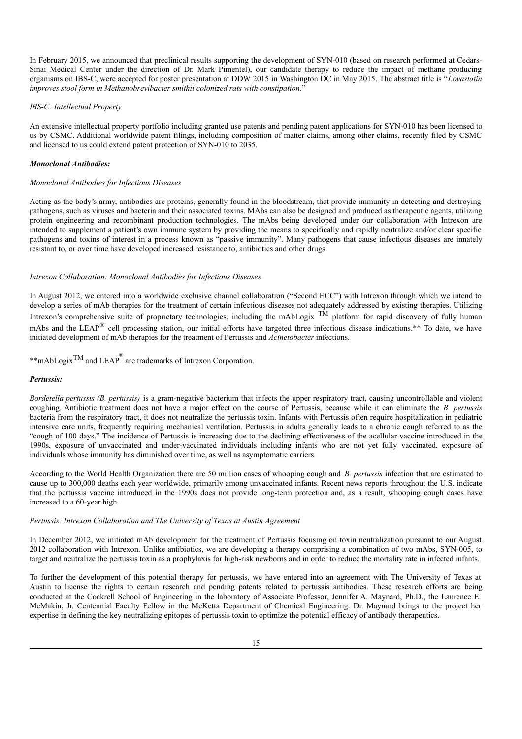In February 2015, we announced that preclinical results supporting the development of SYN-010 (based on research performed at Cedars-Sinai Medical Center under the direction of Dr. Mark Pimentel), our candidate therapy to reduce the impact of methane producing organisms on IBS-C, were accepted for poster presentation at DDW 2015 in Washington DC in May 2015. The abstract title is "*Lovastatin improves stool form in Methanobrevibacter smithii colonized rats with constipation.*"

*IBS-C: Intellectual Property*

An extensive intellectual property portfolio including granted use patents and pending patent applications for SYN-010 has been licensed to us by CSMC. Additional worldwide patent filings, including composition of matter claims, among other claims, recently filed by CSMC and licensed to us could extend patent protection of SYN-010 to 2035.

***Monoclonal Antibodies:***

*Monoclonal Antibodies for Infectious Diseases*

Acting as the body's army, antibodies are proteins, generally found in the bloodstream, that provide immunity in detecting and destroying pathogens, such as viruses and bacteria and their associated toxins. MAbs can also be designed and produced as therapeutic agents, utilizing protein engineering and recombinant production technologies. The mAbs being developed under our collaboration with Intrexon are intended to supplement a patient's own immune system by providing the means to specifically and rapidly neutralize and/or clear specific pathogens and toxins of interest in a process known as "passive immunity". Many pathogens that cause infectious diseases are innately resistant to, or over time have developed increased resistance to, antibiotics and other drugs.

*Intrexon Collaboration: Monoclonal Antibodies for Infectious Diseases*

In August 2012, we entered into a worldwide exclusive channel collaboration ("Second ECC") with Intrexon through which we intend to develop a series of mAb therapies for the treatment of certain infectious diseases not adequately addressed by existing therapies. Utilizing Intrexon's comprehensive suite of proprietary technologies, including the mAbLogix ™ platform for rapid discovery of fully human mAbs and the LEAP® cell processing station, our initial efforts have targeted three infectious disease indications.** To date, we have initiated development of mAb therapies for the treatment of Pertussis and *Acinetobacter* infections.

**mAbLogix™ and LEAP® are trademarks of Intrexon Corporation.

***Pertussis:***

*Bordetella pertussis (B. pertussis)* is a gram-negative bacterium that infects the upper respiratory tract, causing uncontrollable and violent coughing. Antibiotic treatment does not have a major effect on the course of Pertussis, because while it can eliminate the *B. pertussis* bacteria from the respiratory tract, it does not neutralize the pertussis toxin. Infants with Pertussis often require hospitalization in pediatric intensive care units, frequently requiring mechanical ventilation. Pertussis in adults generally leads to a chronic cough referred to as the "cough of 100 days." The incidence of Pertussis is increasing due to the declining effectiveness of the acellular vaccine introduced in the 1990s, exposure of unvaccinated and under-vaccinated individuals including infants who are not yet fully vaccinated, exposure of individuals whose immunity has diminished over time, as well as asymptomatic carriers.

According to the World Health Organization there are 50 million cases of whooping cough and *B. pertussis* infection that are estimated to cause up to 300,000 deaths each year worldwide, primarily among unvaccinated infants. Recent news reports throughout the U.S. indicate that the pertussis vaccine introduced in the 1990s does not provide long-term protection and, as a result, whooping cough cases have increased to a 60-year high.

*Pertussis: Intrexon Collaboration and The University of Texas at Austin Agreement*

In December 2012, we initiated mAb development for the treatment of Pertussis focusing on toxin neutralization pursuant to our August 2012 collaboration with Intrexon. Unlike antibiotics, we are developing a therapy comprising a combination of two mAbs, SYN-005, to target and neutralize the pertussis toxin as a prophylaxis for high-risk newborns and in order to reduce the mortality rate in infected infants.

To further the development of this potential therapy for pertussis, we have entered into an agreement with The University of Texas at Austin to license the rights to certain research and pending patents related to pertussis antibodies. These research efforts are being conducted at the Cockrell School of Engineering in the laboratory of Associate Professor, Jennifer A. Maynard, Ph.D., the Laurence E. McMakin, Jr. Centennial Faculty Fellow in the McKetta Department of Chemical Engineering. Dr. Maynard brings to the project her expertise in defining the key neutralizing epitopes of pertussis toxin to optimize the potential efficacy of antibody therapeutics.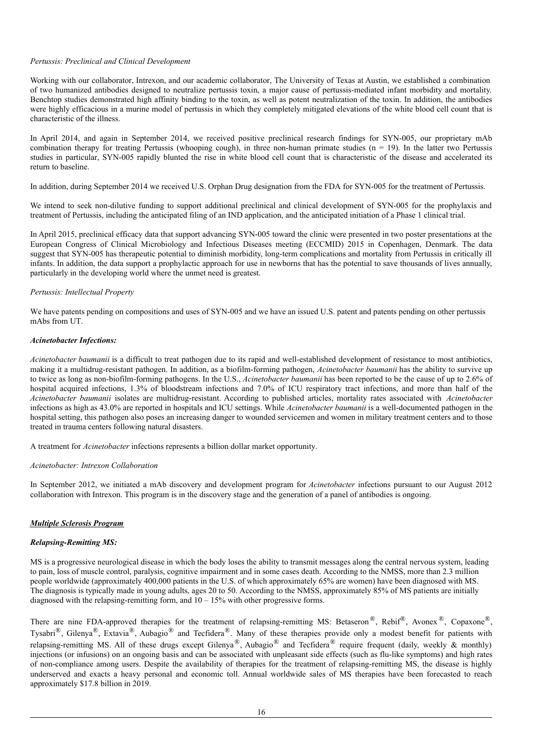*Pertussis: Preclinical and Clinical Development*

Working with our collaborator, Intrexon, and our academic collaborator, The University of Texas at Austin, we established a combination of two humanized antibodies designed to neutralize pertussis toxin, a major cause of pertussis-mediated infant morbidity and mortality. Benchtop studies demonstrated high affinity binding to the toxin, as well as potent neutralization of the toxin. In addition, the antibodies were highly efficacious in a murine model of pertussis in which they completely mitigated elevations of the white blood cell count that is characteristic of the illness.

In April 2014, and again in September 2014, we received positive preclinical research findings for SYN-005, our proprietary mAb combination therapy for treating Pertussis (whooping cough), in three non-human primate studies (n = 19). In the latter two Pertussis studies in particular, SYN-005 rapidly blunted the rise in white blood cell count that is characteristic of the disease and accelerated its return to baseline.

In addition, during September 2014 we received U.S. Orphan Drug designation from the FDA for SYN-005 for the treatment of Pertussis.

We intend to seek non-dilutive funding to support additional preclinical and clinical development of SYN-005 for the prophylaxis and treatment of Pertussis, including the anticipated filing of an IND application, and the anticipated initiation of a Phase 1 clinical trial.

In April 2015, preclinical efficacy data that support advancing SYN-005 toward the clinic were presented in two poster presentations at the European Congress of Clinical Microbiology and Infectious Diseases meeting (ECCMID) 2015 in Copenhagen, Denmark. The data suggest that SYN-005 has therapeutic potential to diminish morbidity, long-term complications and mortality from Pertussis in critically ill infants. In addition, the data support a prophylactic approach for use in newborns that has the potential to save thousands of lives annually, particularly in the developing world where the unmet need is greatest.

*Pertussis: Intellectual Property*

We have patents pending on compositions and uses of SYN-005 and we have an issued U.S. patent and patents pending on other pertussis mAbs from UT.

***Acinetobacter Infections:***

*Acinetobacter baumanii* is a difficult to treat pathogen due to its rapid and well-established development of resistance to most antibiotics, making it a multidrug-resistant pathogen. In addition, as a biofilm-forming pathogen, *Acinetobacter baumanii* has the ability to survive up to twice as long as non-biofilm-forming pathogens. In the U.S., *Acinetobacter baumanii* has been reported to be the cause of up to 2.6% of hospital acquired infections, 1.3% of bloodstream infections and 7.0% of ICU respiratory tract infections, and more than half of the *Acinetobacter baumanii* isolates are multidrug-resistant. According to published articles, mortality rates associated with *Acinetobacter* infections as high as 43.0% are reported in hospitals and ICU settings. While *Acinetobacter baumanii* is a well-documented pathogen in the hospital setting, this pathogen also poses an increasing danger to wounded servicemen and women in military treatment centers and to those treated in trauma centers following natural disasters.

A treatment for *Acinetobacter* infections represents a billion dollar market opportunity.

*Acinetobacter: Intrexon Collaboration*

In September 2012, we initiated a mAb discovery and development program for *Acinetobacter* infections pursuant to our August 2012 collaboration with Intrexon. This program is in the discovery stage and the generation of a panel of antibodies is ongoing.

***Multiple Sclerosis Program***

***Relapsing-Remitting MS:***

MS is a progressive neurological disease in which the body loses the ability to transmit messages along the central nervous system, leading to pain, loss of muscle control, paralysis, cognitive impairment and in some cases death. According to the NMSS, more than 2.3 million people worldwide (approximately 400,000 patients in the U.S. of which approximately 65% are women) have been diagnosed with MS. The diagnosis is typically made in young adults, ages 20 to 50. According to the NMSS, approximately 85% of MS patients are initially diagnosed with the relapsing-remitting form, and 10 – 15% with other progressive forms.

There are nine FDA-approved therapies for the treatment of relapsing-remitting MS: Betaseron®, Rebif®, Avonex®, Copaxone®, Tysabri®, Gilenya®, Extavia®, Aubagio® and Tecfidera®. Many of these therapies provide only a modest benefit for patients with relapsing-remitting MS. All of these drugs except Gilenya®, Aubagio® and Tecfidera® require frequent (daily, weekly & monthly) injections (or infusions) on an ongoing basis and can be associated with unpleasant side effects (such as flu-like symptoms) and high rates of non-compliance among users. Despite the availability of therapies for the treatment of relapsing-remitting MS, the disease is highly underserved and exacts a heavy personal and economic toll. Annual worldwide sales of MS therapies have been forecasted to reach approximately $17.8 billion in 2019.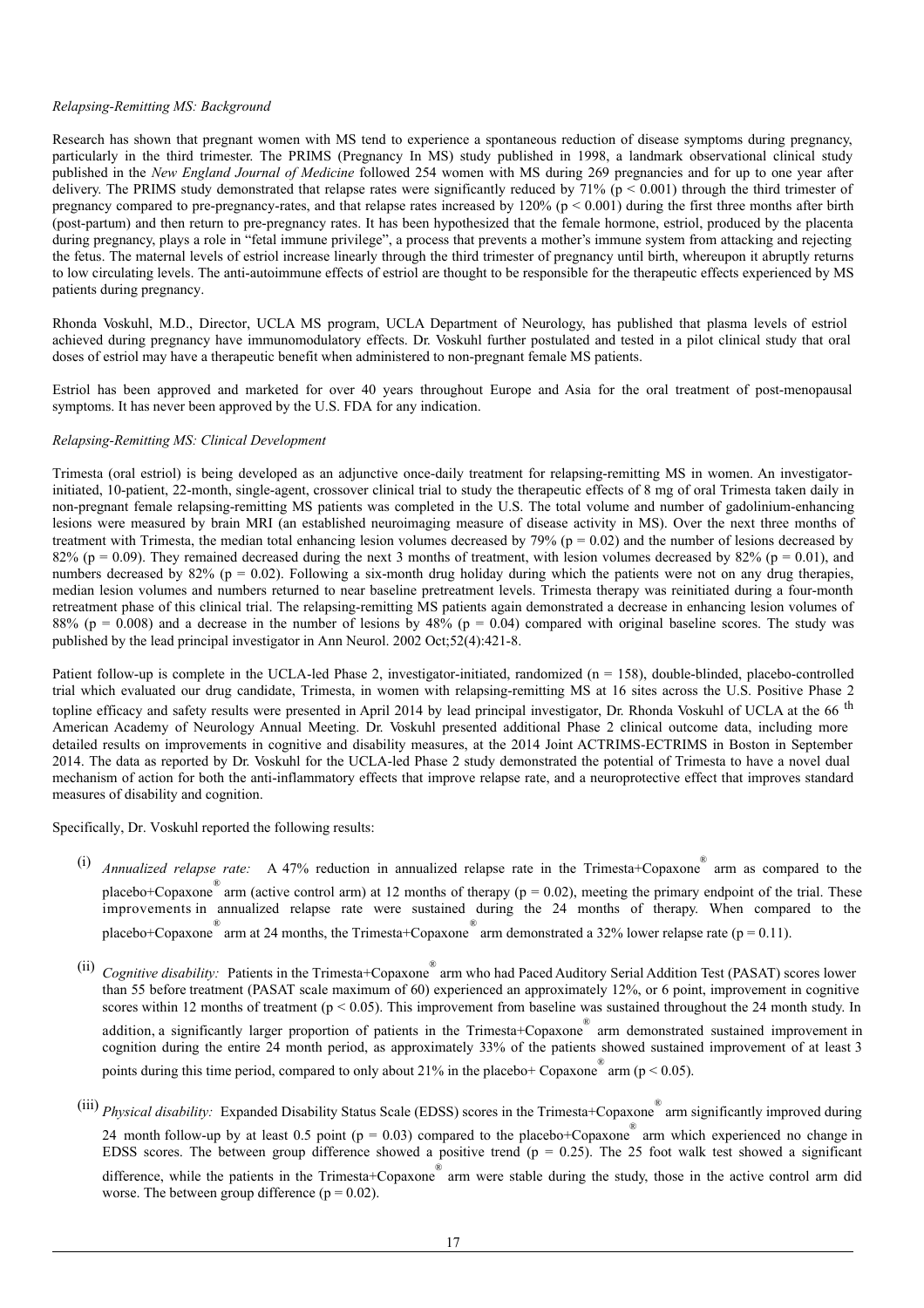*Relapsing-Remitting MS: Background*

Research has shown that pregnant women with MS tend to experience a spontaneous reduction of disease symptoms during pregnancy, particularly in the third trimester. The PRIMS (Pregnancy In MS) study published in 1998, a landmark observational clinical study published in the *New England Journal of Medicine* followed 254 women with MS during 269 pregnancies and for up to one year after delivery. The PRIMS study demonstrated that relapse rates were significantly reduced by 71% ($p < 0.001$) through the third trimester of pregnancy compared to pre-pregnancy-rates, and that relapse rates increased by 120% ($p < 0.001$) during the first three months after birth (post-partum) and then return to pre-pregnancy rates. It has been hypothesized that the female hormone, estriol, produced by the placenta during pregnancy, plays a role in "fetal immune privilege", a process that prevents a mother's immune system from attacking and rejecting the fetus. The maternal levels of estriol increase linearly through the third trimester of pregnancy until birth, whereupon it abruptly returns to low circulating levels. The anti-autoimmune effects of estriol are thought to be responsible for the therapeutic effects experienced by MS patients during pregnancy.

Rhonda Voskuhl, M.D., Director, UCLA MS program, UCLA Department of Neurology, has published that plasma levels of estriol achieved during pregnancy have immunomodulatory effects. Dr. Voskuhl further postulated and tested in a pilot clinical study that oral doses of estriol may have a therapeutic benefit when administered to non-pregnant female MS patients.

Estriol has been approved and marketed for over 40 years throughout Europe and Asia for the oral treatment of post-menopausal symptoms. It has never been approved by the U.S. FDA for any indication.

*Relapsing-Remitting MS: Clinical Development*

Trimesta (oral estriol) is being developed as an adjunctive once-daily treatment for relapsing-remitting MS in women. An investigator-initiated, 10-patient, 22-month, single-agent, crossover clinical trial to study the therapeutic effects of 8 mg of oral Trimesta taken daily in non-pregnant female relapsing-remitting MS patients was completed in the U.S. The total volume and number of gadolinium-enhancing lesions were measured by brain MRI (an established neuroimaging measure of disease activity in MS). Over the next three months of treatment with Trimesta, the median total enhancing lesion volumes decreased by 79% ($p = 0.02$) and the number of lesions decreased by 82% ($p = 0.09$). They remained decreased during the next 3 months of treatment, with lesion volumes decreased by 82% ($p = 0.01$), and numbers decreased by 82% ($p = 0.02$). Following a six-month drug holiday during which the patients were not on any drug therapies, median lesion volumes and numbers returned to near baseline pretreatment levels. Trimesta therapy was reinitiated during a four-month retreatment phase of this clinical trial. The relapsing-remitting MS patients again demonstrated a decrease in enhancing lesion volumes of 88% ($p = 0.008$) and a decrease in the number of lesions by 48% ($p = 0.04$) compared with original baseline scores. The study was published by the lead principal investigator in Ann Neurol. 2002 Oct;52(4):421-8.

Patient follow-up is complete in the UCLA-led Phase 2, investigator-initiated, randomized ($n = 158$), double-blinded, placebo-controlled trial which evaluated our drug candidate, Trimesta, in women with relapsing-remitting MS at 16 sites across the U.S. Positive Phase 2 topline efficacy and safety results were presented in April 2014 by lead principal investigator, Dr. Rhonda Voskuhl of UCLA at the 66th American Academy of Neurology Annual Meeting. Dr. Voskuhl presented additional Phase 2 clinical outcome data, including more detailed results on improvements in cognitive and disability measures, at the 2014 Joint ACTRIMS-ECTRIMS in Boston in September 2014. The data as reported by Dr. Voskuhl for the UCLA-led Phase 2 study demonstrated the potential of Trimesta to have a novel dual mechanism of action for both the anti-inflammatory effects that improve relapse rate, and a neuroprotective effect that improves standard measures of disability and cognition.

Specifically, Dr. Voskuhl reported the following results:

(i) *Annualized relapse rate:* A 47% reduction in annualized relapse rate in the Trimesta+Copaxone® arm as compared to the placebo+Copaxone® arm (active control arm) at 12 months of therapy ($p = 0.02$), meeting the primary endpoint of the trial. These improvements in annualized relapse rate were sustained during the 24 months of therapy. When compared to the placebo+Copaxone® arm at 24 months, the Trimesta+Copaxone® arm demonstrated a 32% lower relapse rate ($p = 0.11$).

(ii) *Cognitive disability:* Patients in the Trimesta+Copaxone® arm who had Paced Auditory Serial Addition Test (PASAT) scores lower than 55 before treatment (PASAT scale maximum of 60) experienced an approximately 12%, or 6 point, improvement in cognitive scores within 12 months of treatment ($p < 0.05$). This improvement from baseline was sustained throughout the 24 month study. In addition, a significantly larger proportion of patients in the Trimesta+Copaxone® arm demonstrated sustained improvement in cognition during the entire 24 month period, as approximately 33% of the patients showed sustained improvement of at least 3 points during this time period, compared to only about 21% in the placebo+ Copaxone® arm ($p < 0.05$).

(iii) *Physical disability:* Expanded Disability Status Scale (EDSS) scores in the Trimesta+Copaxone® arm significantly improved during 24 month follow-up by at least 0.5 point ($p = 0.03$) compared to the placebo+Copaxone® arm which experienced no change in EDSS scores. The between group difference showed a positive trend ($p = 0.25$). The 25 foot walk test showed a significant difference, while the patients in the Trimesta+Copaxone® arm were stable during the study, those in the active control arm did worse. The between group difference ($p = 0.02$).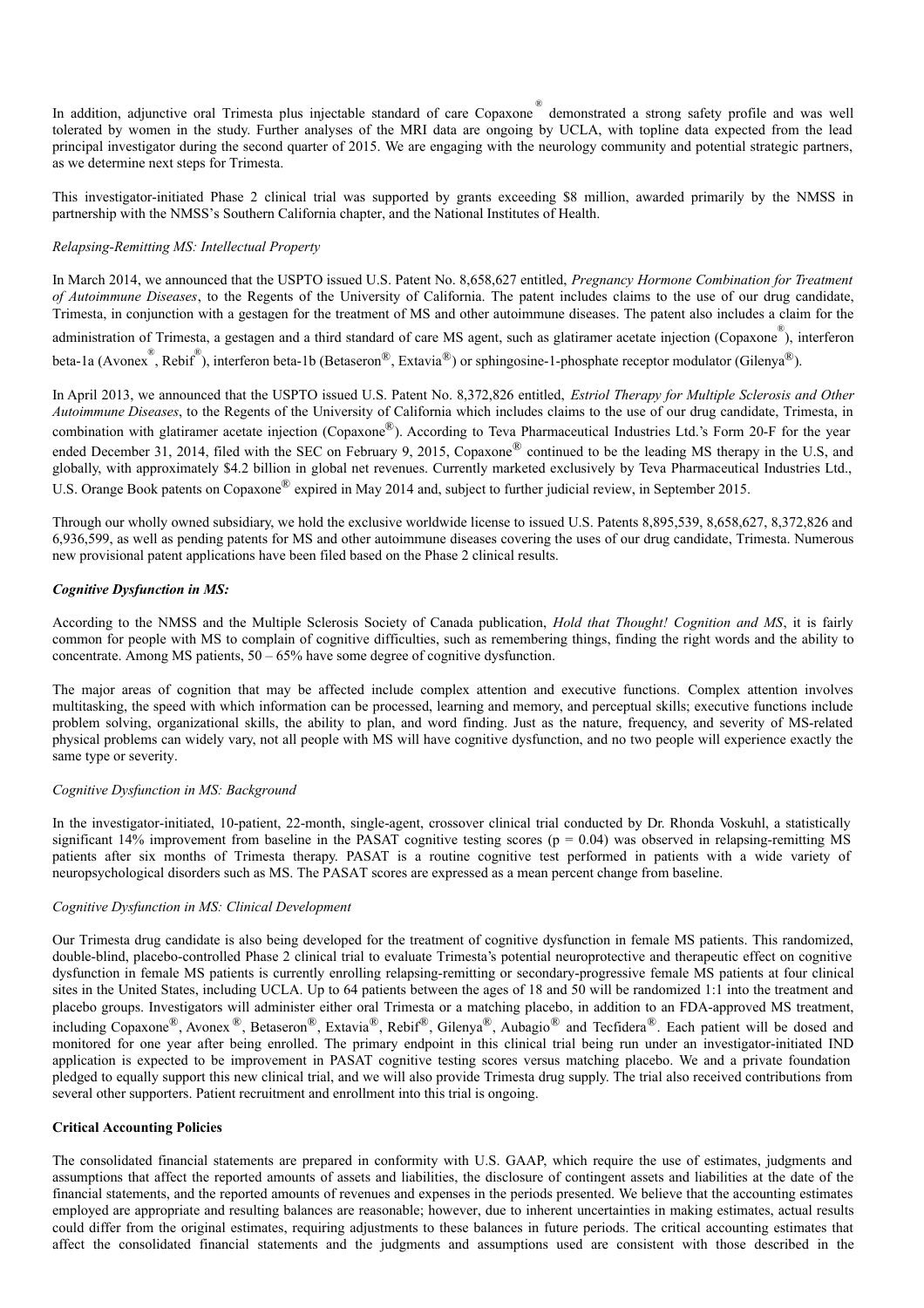In addition, adjunctive oral Trimesta plus injectable standard of care Copaxone® demonstrated a strong safety profile and was well tolerated by women in the study. Further analyses of the MRI data are ongoing by UCLA, with topline data expected from the lead principal investigator during the second quarter of 2015. We are engaging with the neurology community and potential strategic partners, as we determine next steps for Trimesta.

This investigator-initiated Phase 2 clinical trial was supported by grants exceeding $8 million, awarded primarily by the NMSS in partnership with the NMSS's Southern California chapter, and the National Institutes of Health.

*Relapsing-Remitting MS: Intellectual Property*

In March 2014, we announced that the USPTO issued U.S. Patent No. 8,658,627 entitled, *Pregnancy Hormone Combination for Treatment of Autoimmune Diseases*, to the Regents of the University of California. The patent includes claims to the use of our drug candidate, Trimesta, in conjunction with a gestagen for the treatment of MS and other autoimmune diseases. The patent also includes a claim for the administration of Trimesta, a gestagen and a third standard of care MS agent, such as glatiramer acetate injection (Copaxone®), interferon beta-1a (Avonex®, Rebif®), interferon beta-1b (Betaseron®, Extavia®) or sphingosine-1-phosphate receptor modulator (Gilenya®).

In April 2013, we announced that the USPTO issued U.S. Patent No. 8,372,826 entitled, *Estriol Therapy for Multiple Sclerosis and Other Autoimmune Diseases*, to the Regents of the University of California which includes claims to the use of our drug candidate, Trimesta, in combination with glatiramer acetate injection (Copaxone®). According to Teva Pharmaceutical Industries Ltd.'s Form 20-F for the year ended December 31, 2014, filed with the SEC on February 9, 2015, Copaxone® continued to be the leading MS therapy in the U.S, and globally, with approximately $4.2 billion in global net revenues. Currently marketed exclusively by Teva Pharmaceutical Industries Ltd., U.S. Orange Book patents on Copaxone® expired in May 2014 and, subject to further judicial review, in September 2015.

Through our wholly owned subsidiary, we hold the exclusive worldwide license to issued U.S. Patents 8,895,539, 8,658,627, 8,372,826 and 6,936,599, as well as pending patents for MS and other autoimmune diseases covering the uses of our drug candidate, Trimesta. Numerous new provisional patent applications have been filed based on the Phase 2 clinical results.

***Cognitive Dysfunction in MS:***

According to the NMSS and the Multiple Sclerosis Society of Canada publication, *Hold that Thought! Cognition and MS*, it is fairly common for people with MS to complain of cognitive difficulties, such as remembering things, finding the right words and the ability to concentrate. Among MS patients, 50 – 65% have some degree of cognitive dysfunction.

The major areas of cognition that may be affected include complex attention and executive functions. Complex attention involves multitasking, the speed with which information can be processed, learning and memory, and perceptual skills; executive functions include problem solving, organizational skills, the ability to plan, and word finding. Just as the nature, frequency, and severity of MS-related physical problems can widely vary, not all people with MS will have cognitive dysfunction, and no two people will experience exactly the same type or severity.

*Cognitive Dysfunction in MS: Background*

In the investigator-initiated, 10-patient, 22-month, single-agent, crossover clinical trial conducted by Dr. Rhonda Voskuhl, a statistically significant 14% improvement from baseline in the PASAT cognitive testing scores ($p = 0.04$) was observed in relapsing-remitting MS patients after six months of Trimesta therapy. PASAT is a routine cognitive test performed in patients with a wide variety of neuropsychological disorders such as MS. The PASAT scores are expressed as a mean percent change from baseline.

*Cognitive Dysfunction in MS: Clinical Development*

Our Trimesta drug candidate is also being developed for the treatment of cognitive dysfunction in female MS patients. This randomized, double-blind, placebo-controlled Phase 2 clinical trial to evaluate Trimesta's potential neuroprotective and therapeutic effect on cognitive dysfunction in female MS patients is currently enrolling relapsing-remitting or secondary-progressive female MS patients at four clinical sites in the United States, including UCLA. Up to 64 patients between the ages of 18 and 50 will be randomized 1:1 into the treatment and placebo groups. Investigators will administer either oral Trimesta or a matching placebo, in addition to an FDA-approved MS treatment, including Copaxone®, Avonex®, Betaseron®, Extavia®, Rebif®, Gilenya®, Aubagio® and Tecfidera®. Each patient will be dosed and monitored for one year after being enrolled. The primary endpoint in this clinical trial being run under an investigator-initiated IND application is expected to be improvement in PASAT cognitive testing scores versus matching placebo. We and a private foundation pledged to equally support this new clinical trial, and we will also provide Trimesta drug supply. The trial also received contributions from several other supporters. Patient recruitment and enrollment into this trial is ongoing.

**Critical Accounting Policies**

The consolidated financial statements are prepared in conformity with U.S. GAAP, which require the use of estimates, judgments and assumptions that affect the reported amounts of assets and liabilities, the disclosure of contingent assets and liabilities at the date of the financial statements, and the reported amounts of revenues and expenses in the periods presented. We believe that the accounting estimates employed are appropriate and resulting balances are reasonable; however, due to inherent uncertainties in making estimates, actual results could differ from the original estimates, requiring adjustments to these balances in future periods. The critical accounting estimates that affect the consolidated financial statements and the judgments and assumptions used are consistent with those described in the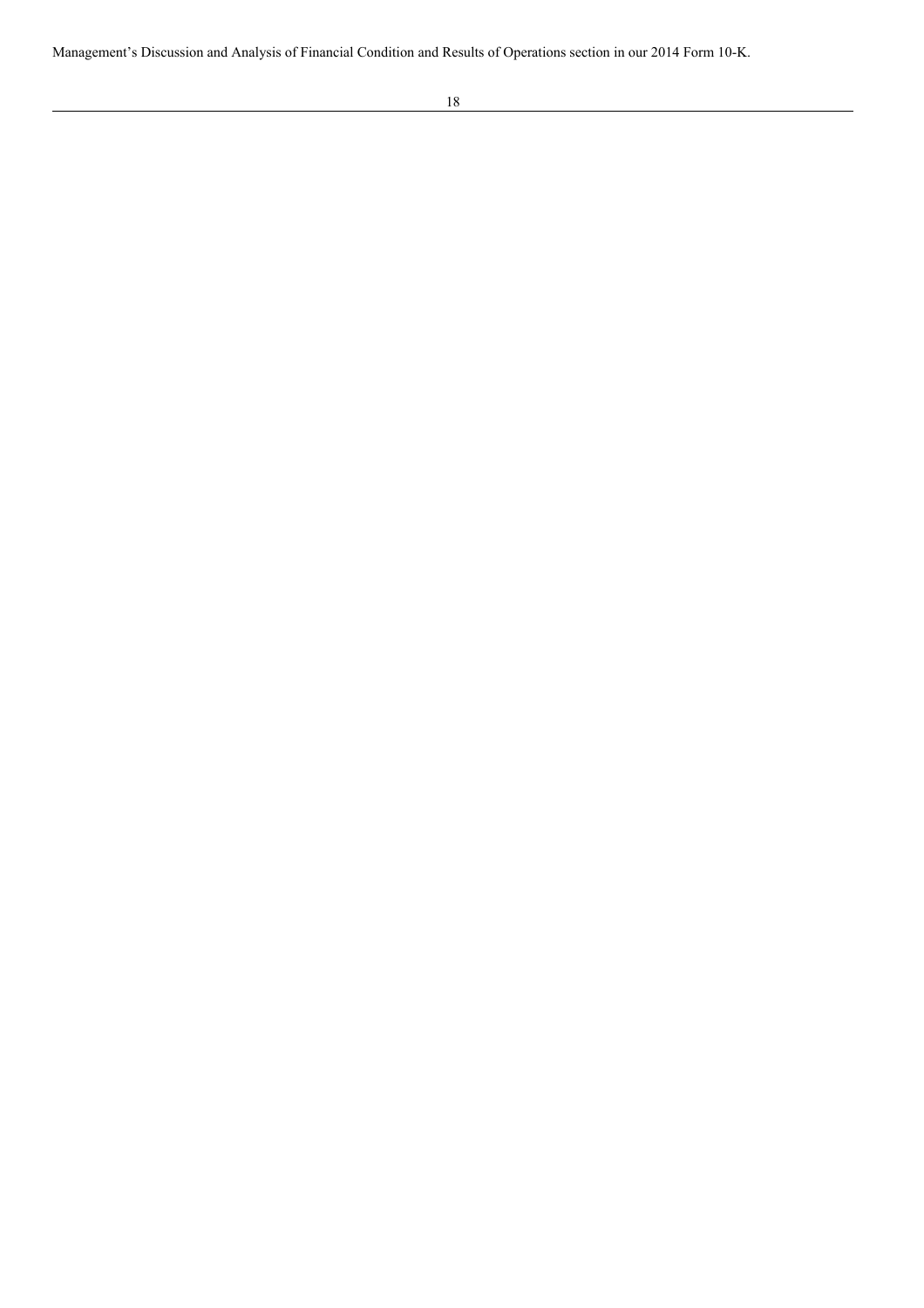Management's Discussion and Analysis of Financial Condition and Results of Operations section in our 2014 Form 10-K.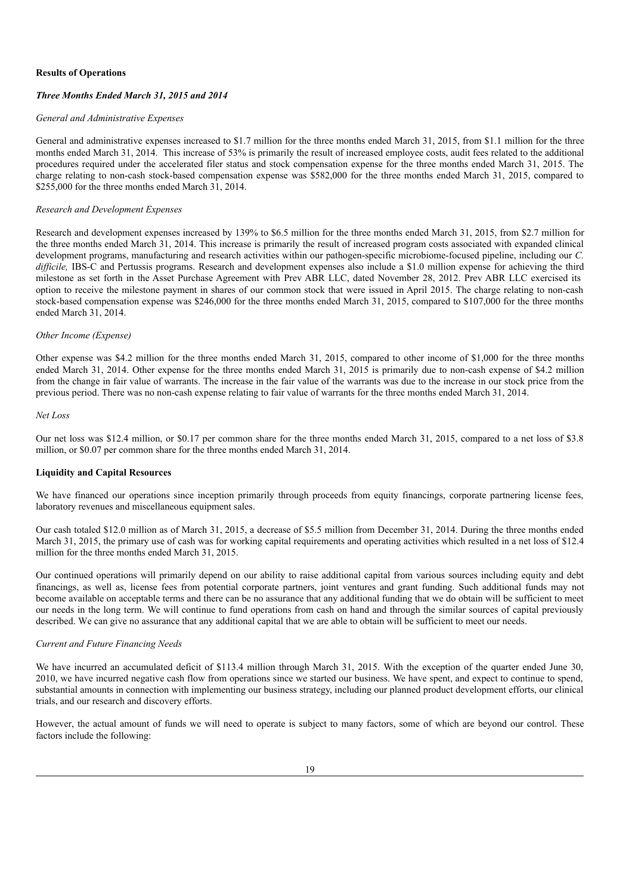## Results of Operations

### *Three Months Ended March 31, 2015 and 2014*

*General and Administrative Expenses*

General and administrative expenses increased to $1.7 million for the three months ended March 31, 2015, from $1.1 million for the three months ended March 31, 2014. This increase of 53% is primarily the result of increased employee costs, audit fees related to the additional procedures required under the accelerated filer status and stock compensation expense for the three months ended March 31, 2015. The charge relating to non-cash stock-based compensation expense was $582,000 for the three months ended March 31, 2015, compared to $255,000 for the three months ended March 31, 2014.

*Research and Development Expenses*

Research and development expenses increased by 139% to $6.5 million for the three months ended March 31, 2015, from $2.7 million for the three months ended March 31, 2014. This increase is primarily the result of increased program costs associated with expanded clinical development programs, manufacturing and research activities within our pathogen-specific microbiome-focused pipeline, including our *C. difficile,* IBS-C and Pertussis programs. Research and development expenses also include a $1.0 million expense for achieving the third milestone as set forth in the Asset Purchase Agreement with Prev ABR LLC, dated November 28, 2012. Prev ABR LLC exercised its option to receive the milestone payment in shares of our common stock that were issued in April 2015. The charge relating to non-cash stock-based compensation expense was $246,000 for the three months ended March 31, 2015, compared to $107,000 for the three months ended March 31, 2014.

*Other Income (Expense)*

Other expense was $4.2 million for the three months ended March 31, 2015, compared to other income of $1,000 for the three months ended March 31, 2014. Other expense for the three months ended March 31, 2015 is primarily due to non-cash expense of $4.2 million from the change in fair value of warrants. The increase in the fair value of the warrants was due to the increase in our stock price from the previous period. There was no non-cash expense relating to fair value of warrants for the three months ended March 31, 2014.

*Net Loss*

Our net loss was $12.4 million, or $0.17 per common share for the three months ended March 31, 2015, compared to a net loss of $3.8 million, or $0.07 per common share for the three months ended March 31, 2014.

## Liquidity and Capital Resources

We have financed our operations since inception primarily through proceeds from equity financings, corporate partnering license fees, laboratory revenues and miscellaneous equipment sales.

Our cash totaled $12.0 million as of March 31, 2015, a decrease of $5.5 million from December 31, 2014. During the three months ended March 31, 2015, the primary use of cash was for working capital requirements and operating activities which resulted in a net loss of $12.4 million for the three months ended March 31, 2015.

Our continued operations will primarily depend on our ability to raise additional capital from various sources including equity and debt financings, as well as, license fees from potential corporate partners, joint ventures and grant funding. Such additional funds may not become available on acceptable terms and there can be no assurance that any additional funding that we do obtain will be sufficient to meet our needs in the long term. We will continue to fund operations from cash on hand and through the similar sources of capital previously described. We can give no assurance that any additional capital that we are able to obtain will be sufficient to meet our needs.

*Current and Future Financing Needs*

We have incurred an accumulated deficit of $113.4 million through March 31, 2015. With the exception of the quarter ended June 30, 2010, we have incurred negative cash flow from operations since we started our business. We have spent, and expect to continue to spend, substantial amounts in connection with implementing our business strategy, including our planned product development efforts, our clinical trials, and our research and discovery efforts.

However, the actual amount of funds we will need to operate is subject to many factors, some of which are beyond our control. These factors include the following: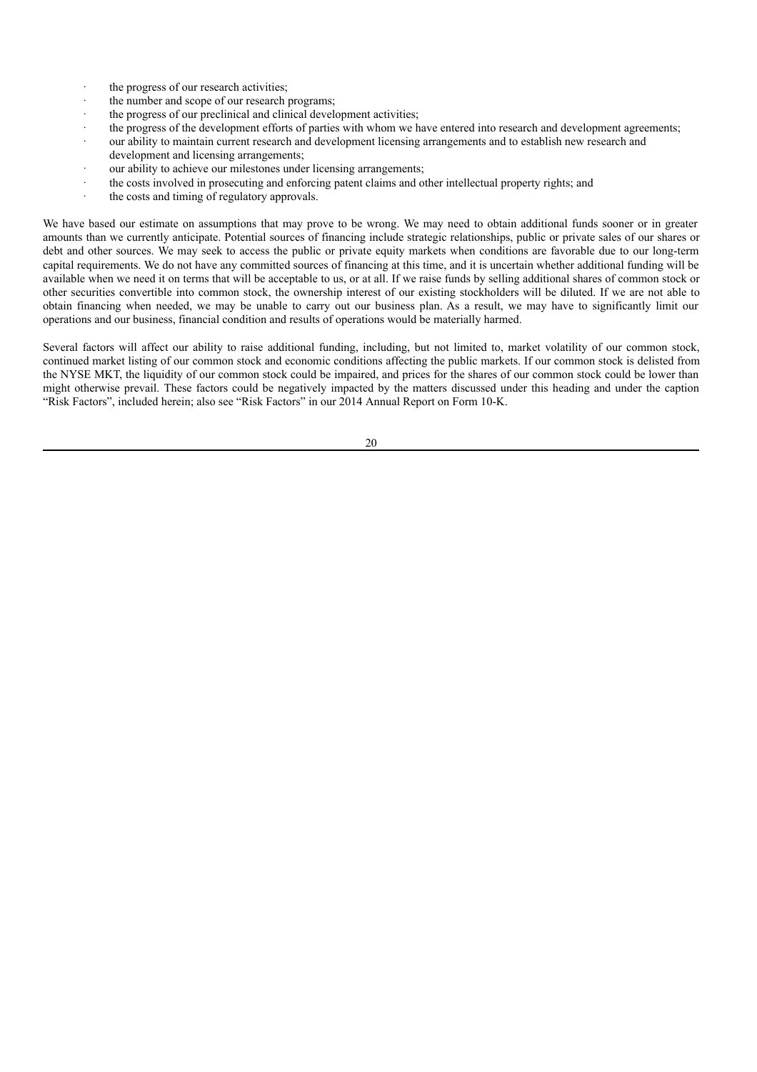- the progress of our research activities;
- the number and scope of our research programs;
- the progress of our preclinical and clinical development activities;
- the progress of the development efforts of parties with whom we have entered into research and development agreements;
- our ability to maintain current research and development licensing arrangements and to establish new research and development and licensing arrangements;
- our ability to achieve our milestones under licensing arrangements;
- the costs involved in prosecuting and enforcing patent claims and other intellectual property rights; and
- the costs and timing of regulatory approvals.

We have based our estimate on assumptions that may prove to be wrong. We may need to obtain additional funds sooner or in greater amounts than we currently anticipate. Potential sources of financing include strategic relationships, public or private sales of our shares or debt and other sources. We may seek to access the public or private equity markets when conditions are favorable due to our long-term capital requirements. We do not have any committed sources of financing at this time, and it is uncertain whether additional funding will be available when we need it on terms that will be acceptable to us, or at all. If we raise funds by selling additional shares of common stock or other securities convertible into common stock, the ownership interest of our existing stockholders will be diluted. If we are not able to obtain financing when needed, we may be unable to carry out our business plan. As a result, we may have to significantly limit our operations and our business, financial condition and results of operations would be materially harmed.

Several factors will affect our ability to raise additional funding, including, but not limited to, market volatility of our common stock, continued market listing of our common stock and economic conditions affecting the public markets. If our common stock is delisted from the NYSE MKT, the liquidity of our common stock could be impaired, and prices for the shares of our common stock could be lower than might otherwise prevail. These factors could be negatively impacted by the matters discussed under this heading and under the caption "Risk Factors", included herein; also see "Risk Factors" in our 2014 Annual Report on Form 10-K.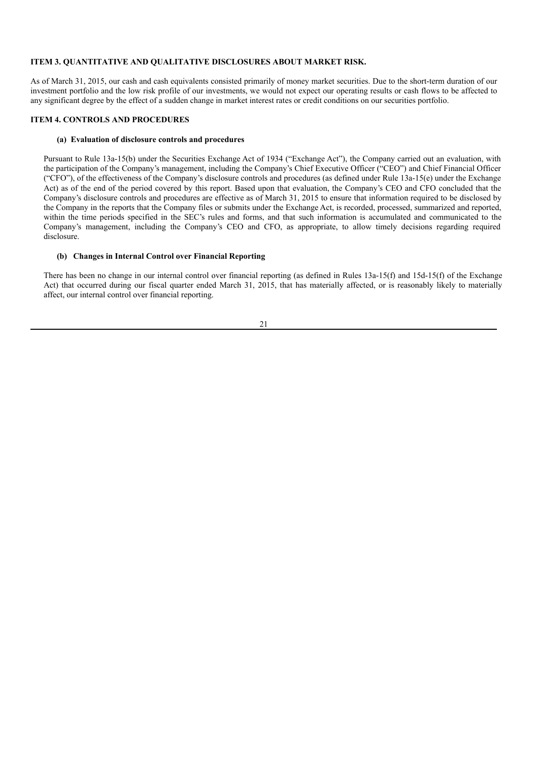## ITEM 3. QUANTITATIVE AND QUALITATIVE DISCLOSURES ABOUT MARKET RISK.

As of March 31, 2015, our cash and cash equivalents consisted primarily of money market securities. Due to the short-term duration of our investment portfolio and the low risk profile of our investments, we would not expect our operating results or cash flows to be affected to any significant degree by the effect of a sudden change in market interest rates or credit conditions on our securities portfolio.

## ITEM 4. CONTROLS AND PROCEDURES

### (a) Evaluation of disclosure controls and procedures

Pursuant to Rule 13a-15(b) under the Securities Exchange Act of 1934 ("Exchange Act"), the Company carried out an evaluation, with the participation of the Company's management, including the Company's Chief Executive Officer ("CEO") and Chief Financial Officer ("CFO"), of the effectiveness of the Company's disclosure controls and procedures (as defined under Rule 13a-15(e) under the Exchange Act) as of the end of the period covered by this report. Based upon that evaluation, the Company's CEO and CFO concluded that the Company's disclosure controls and procedures are effective as of March 31, 2015 to ensure that information required to be disclosed by the Company in the reports that the Company files or submits under the Exchange Act, is recorded, processed, summarized and reported, within the time periods specified in the SEC's rules and forms, and that such information is accumulated and communicated to the Company's management, including the Company's CEO and CFO, as appropriate, to allow timely decisions regarding required disclosure.

### (b) Changes in Internal Control over Financial Reporting

There has been no change in our internal control over financial reporting (as defined in Rules 13a-15(f) and 15d-15(f) of the Exchange Act) that occurred during our fiscal quarter ended March 31, 2015, that has materially affected, or is reasonably likely to materially affect, our internal control over financial reporting.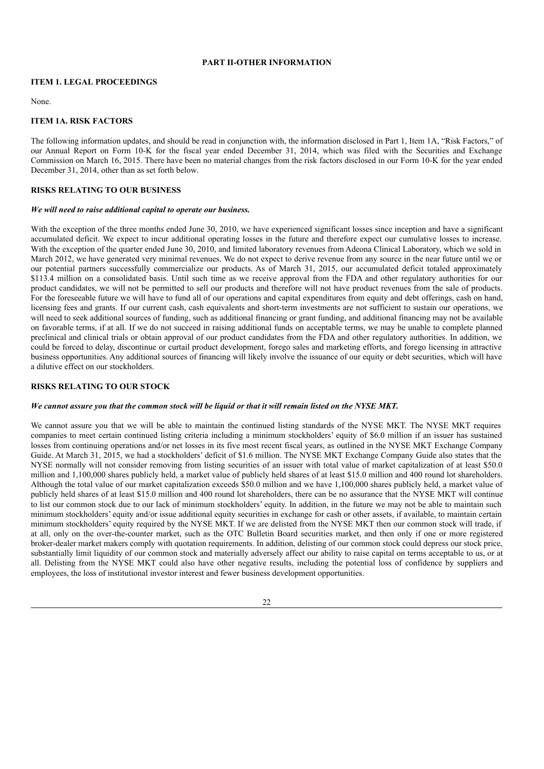## PART II-OTHER INFORMATION

### ITEM 1. LEGAL PROCEEDINGS

None.

### ITEM 1A. RISK FACTORS

The following information updates, and should be read in conjunction with, the information disclosed in Part 1, Item 1A, "Risk Factors," of our Annual Report on Form 10-K for the fiscal year ended December 31, 2014, which was filed with the Securities and Exchange Commission on March 16, 2015. There have been no material changes from the risk factors disclosed in our Form 10-K for the year ended December 31, 2014, other than as set forth below.

### RISKS RELATING TO OUR BUSINESS

***We will need to raise additional capital to operate our business.***

With the exception of the three months ended June 30, 2010, we have experienced significant losses since inception and have a significant accumulated deficit. We expect to incur additional operating losses in the future and therefore expect our cumulative losses to increase. With the exception of the quarter ended June 30, 2010, and limited laboratory revenues from Adeona Clinical Laboratory, which we sold in March 2012, we have generated very minimal revenues. We do not expect to derive revenue from any source in the near future until we or our potential partners successfully commercialize our products. As of March 31, 2015, our accumulated deficit totaled approximately \$113.4 million on a consolidated basis. Until such time as we receive approval from the FDA and other regulatory authorities for our product candidates, we will not be permitted to sell our products and therefore will not have product revenues from the sale of products. For the foreseeable future we will have to fund all of our operations and capital expenditures from equity and debt offerings, cash on hand, licensing fees and grants. If our current cash, cash equivalents and short-term investments are not sufficient to sustain our operations, we will need to seek additional sources of funding, such as additional financing or grant funding, and additional financing may not be available on favorable terms, if at all. If we do not succeed in raising additional funds on acceptable terms, we may be unable to complete planned preclinical and clinical trials or obtain approval of our product candidates from the FDA and other regulatory authorities. In addition, we could be forced to delay, discontinue or curtail product development, forego sales and marketing efforts, and forego licensing in attractive business opportunities. Any additional sources of financing will likely involve the issuance of our equity or debt securities, which will have a dilutive effect on our stockholders.

### RISKS RELATING TO OUR STOCK

***We cannot assure you that the common stock will be liquid or that it will remain listed on the NYSE MKT.***

We cannot assure you that we will be able to maintain the continued listing standards of the NYSE MKT. The NYSE MKT requires companies to meet certain continued listing criteria including a minimum stockholders' equity of \$6.0 million if an issuer has sustained losses from continuing operations and/or net losses in its five most recent fiscal years, as outlined in the NYSE MKT Exchange Company Guide. At March 31, 2015, we had a stockholders' deficit of \$1.6 million. The NYSE MKT Exchange Company Guide also states that the NYSE normally will not consider removing from listing securities of an issuer with total value of market capitalization of at least \$50.0 million and 1,100,000 shares publicly held, a market value of publicly held shares of at least \$15.0 million and 400 round lot shareholders. Although the total value of our market capitalization exceeds \$50.0 million and we have 1,100,000 shares publicly held, a market value of publicly held shares of at least \$15.0 million and 400 round lot shareholders, there can be no assurance that the NYSE MKT will continue to list our common stock due to our lack of minimum stockholders' equity. In addition, in the future we may not be able to maintain such minimum stockholders' equity and/or issue additional equity securities in exchange for cash or other assets, if available, to maintain certain minimum stockholders' equity required by the NYSE MKT. If we are delisted from the NYSE MKT then our common stock will trade, if at all, only on the over-the-counter market, such as the OTC Bulletin Board securities market, and then only if one or more registered broker-dealer market makers comply with quotation requirements. In addition, delisting of our common stock could depress our stock price, substantially limit liquidity of our common stock and materially adversely affect our ability to raise capital on terms acceptable to us, or at all. Delisting from the NYSE MKT could also have other negative results, including the potential loss of confidence by suppliers and employees, the loss of institutional investor interest and fewer business development opportunities.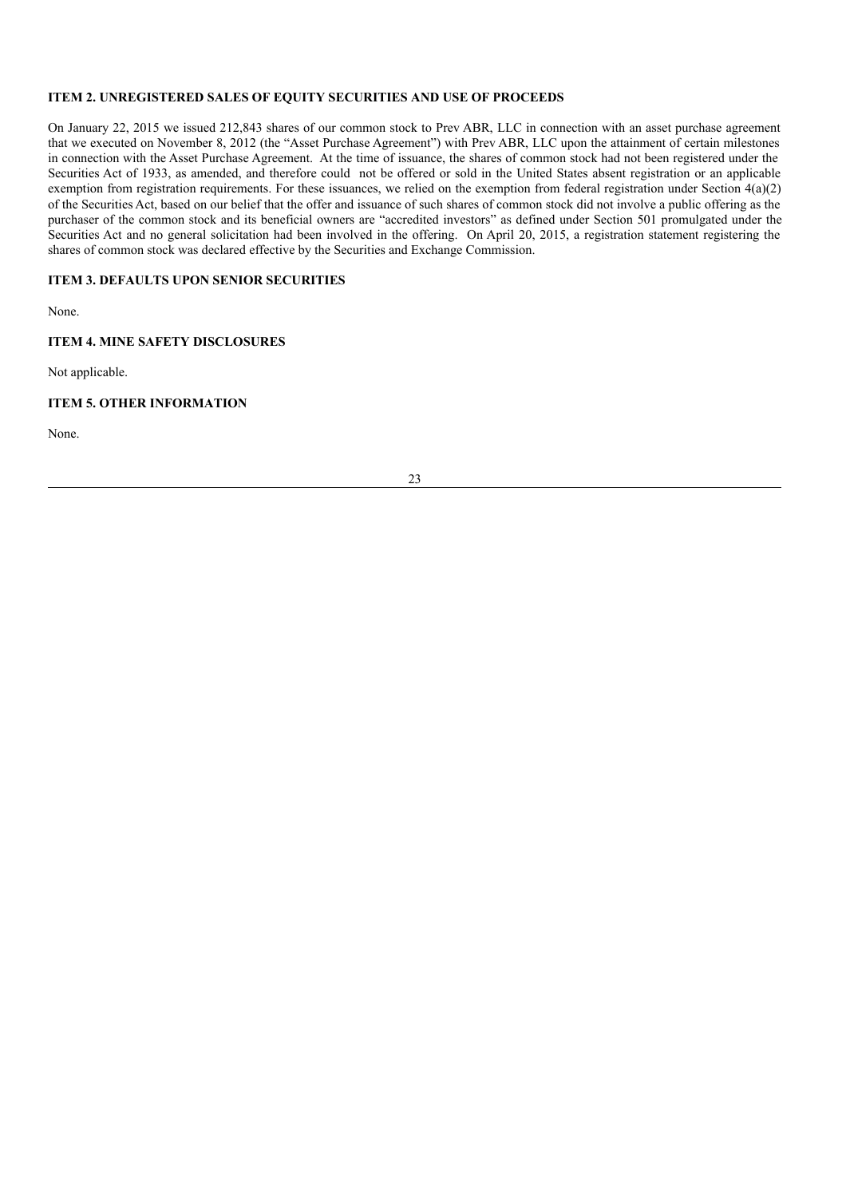### ITEM 2. UNREGISTERED SALES OF EQUITY SECURITIES AND USE OF PROCEEDS

On January 22, 2015 we issued 212,843 shares of our common stock to Prev ABR, LLC in connection with an asset purchase agreement that we executed on November 8, 2012 (the "Asset Purchase Agreement") with Prev ABR, LLC upon the attainment of certain milestones in connection with the Asset Purchase Agreement. At the time of issuance, the shares of common stock had not been registered under the Securities Act of 1933, as amended, and therefore could not be offered or sold in the United States absent registration or an applicable exemption from registration requirements. For these issuances, we relied on the exemption from federal registration under Section 4(a)(2) of the Securities Act, based on our belief that the offer and issuance of such shares of common stock did not involve a public offering as the purchaser of the common stock and its beneficial owners are "accredited investors" as defined under Section 501 promulgated under the Securities Act and no general solicitation had been involved in the offering. On April 20, 2015, a registration statement registering the shares of common stock was declared effective by the Securities and Exchange Commission.

### ITEM 3. DEFAULTS UPON SENIOR SECURITIES

None.

### ITEM 4. MINE SAFETY DISCLOSURES

Not applicable.

### ITEM 5. OTHER INFORMATION

None.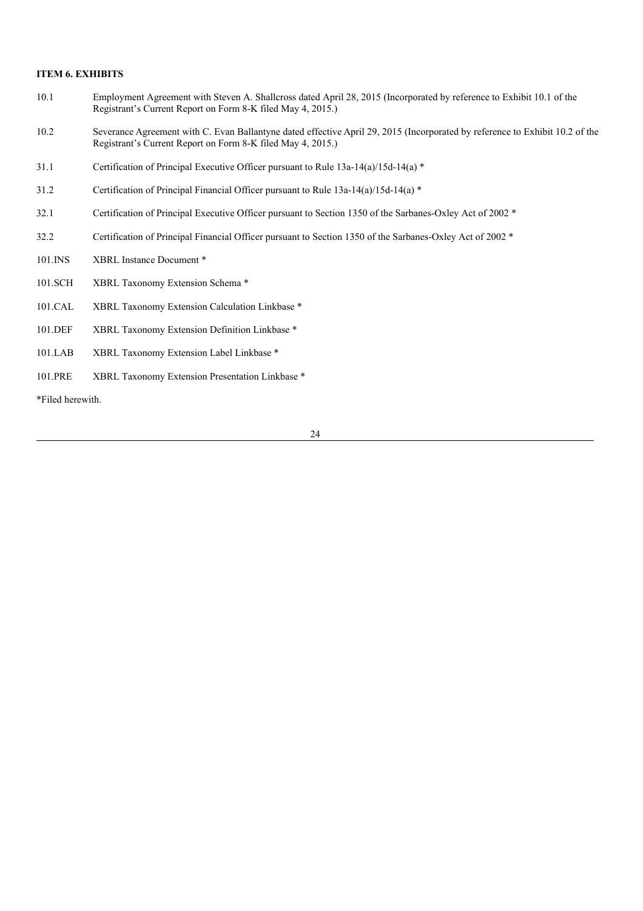**ITEM 6. EXHIBITS**

| | |
|---|---|
| 10.1 | Employment Agreement with Steven A. Shallcross dated April 28, 2015 (Incorporated by reference to Exhibit 10.1 of the Registrant's Current Report on Form 8-K filed May 4, 2015.) |
| 10.2 | Severance Agreement with C. Evan Ballantyne dated effective April 29, 2015 (Incorporated by reference to Exhibit 10.2 of the Registrant's Current Report on Form 8-K filed May 4, 2015.) |
| 31.1 | Certification of Principal Executive Officer pursuant to Rule 13a-14(a)/15d-14(a) * |
| 31.2 | Certification of Principal Financial Officer pursuant to Rule 13a-14(a)/15d-14(a) * |
| 32.1 | Certification of Principal Executive Officer pursuant to Section 1350 of the Sarbanes-Oxley Act of 2002 * |
| 32.2 | Certification of Principal Financial Officer pursuant to Section 1350 of the Sarbanes-Oxley Act of 2002 * |
| 101.INS | XBRL Instance Document * |
| 101.SCH | XBRL Taxonomy Extension Schema * |
| 101.CAL | XBRL Taxonomy Extension Calculation Linkbase * |
| 101.DEF | XBRL Taxonomy Extension Definition Linkbase * |
| 101.LAB | XBRL Taxonomy Extension Label Linkbase * |
| 101.PRE | XBRL Taxonomy Extension Presentation Linkbase * |

*Filed herewith.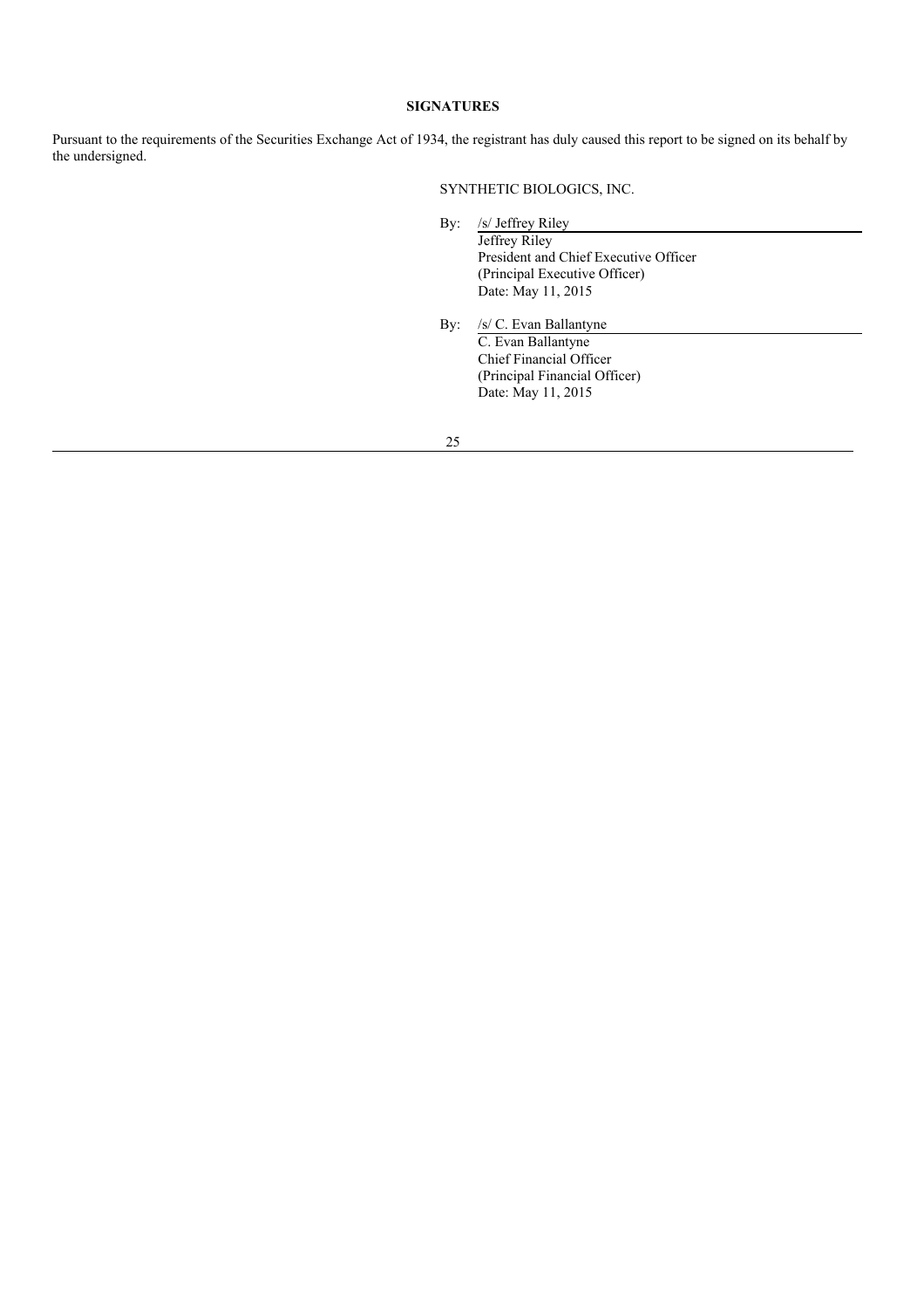**SIGNATURES**

Pursuant to the requirements of the Securities Exchange Act of 1934, the registrant has duly caused this report to be signed on its behalf by the undersigned.

SYNTHETIC BIOLOGICS, INC.

By: /s/ Jeffrey Riley
Jeffrey Riley
President and Chief Executive Officer
(Principal Executive Officer)
Date: May 11, 2015

By: /s/ C. Evan Ballantyne
C. Evan Ballantyne
Chief Financial Officer
(Principal Financial Officer)
Date: May 11, 2015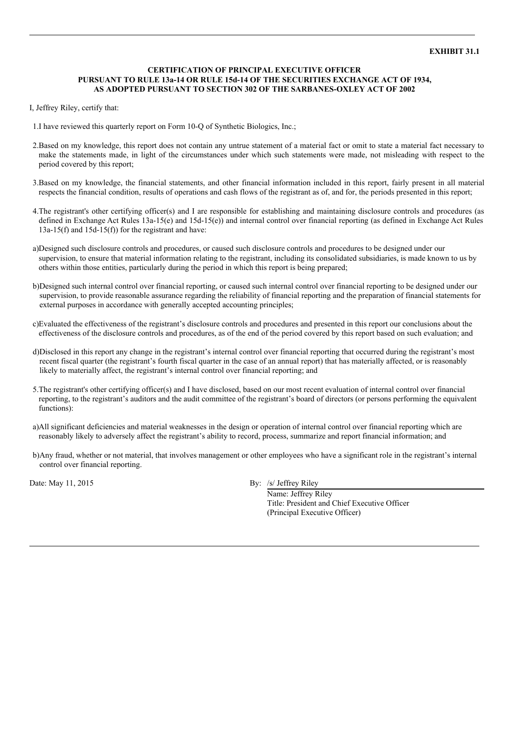**EXHIBIT 31.1**

**CERTIFICATION OF PRINCIPAL EXECUTIVE OFFICER PURSUANT TO RULE 13a-14 OR RULE 15d-14 OF THE SECURITIES EXCHANGE ACT OF 1934, AS ADOPTED PURSUANT TO SECTION 302 OF THE SARBANES-OXLEY ACT OF 2002**

I, Jeffrey Riley, certify that:

1. I have reviewed this quarterly report on Form 10-Q of Synthetic Biologics, Inc.;

2. Based on my knowledge, this report does not contain any untrue statement of a material fact or omit to state a material fact necessary to make the statements made, in light of the circumstances under which such statements were made, not misleading with respect to the period covered by this report;

3. Based on my knowledge, the financial statements, and other financial information included in this report, fairly present in all material respects the financial condition, results of operations and cash flows of the registrant as of, and for, the periods presented in this report;

4. The registrant's other certifying officer(s) and I are responsible for establishing and maintaining disclosure controls and procedures (as defined in Exchange Act Rules 13a-15(e) and 15d-15(e)) and internal control over financial reporting (as defined in Exchange Act Rules 13a-15(f) and 15d-15(f)) for the registrant and have:

a) Designed such disclosure controls and procedures, or caused such disclosure controls and procedures to be designed under our supervision, to ensure that material information relating to the registrant, including its consolidated subsidiaries, is made known to us by others within those entities, particularly during the period in which this report is being prepared;

b) Designed such internal control over financial reporting, or caused such internal control over financial reporting to be designed under our supervision, to provide reasonable assurance regarding the reliability of financial reporting and the preparation of financial statements for external purposes in accordance with generally accepted accounting principles;

c) Evaluated the effectiveness of the registrant's disclosure controls and procedures and presented in this report our conclusions about the effectiveness of the disclosure controls and procedures, as of the end of the period covered by this report based on such evaluation; and

d) Disclosed in this report any change in the registrant's internal control over financial reporting that occurred during the registrant's most recent fiscal quarter (the registrant's fourth fiscal quarter in the case of an annual report) that has materially affected, or is reasonably likely to materially affect, the registrant's internal control over financial reporting; and

5. The registrant's other certifying officer(s) and I have disclosed, based on our most recent evaluation of internal control over financial reporting, to the registrant's auditors and the audit committee of the registrant's board of directors (or persons performing the equivalent functions):

a) All significant deficiencies and material weaknesses in the design or operation of internal control over financial reporting which are reasonably likely to adversely affect the registrant's ability to record, process, summarize and report financial information; and

b) Any fraud, whether or not material, that involves management or other employees who have a significant role in the registrant's internal control over financial reporting.

Date: May 11, 2015

By: /s/ Jeffrey Riley
Name: Jeffrey Riley
Title: President and Chief Executive Officer
(Principal Executive Officer)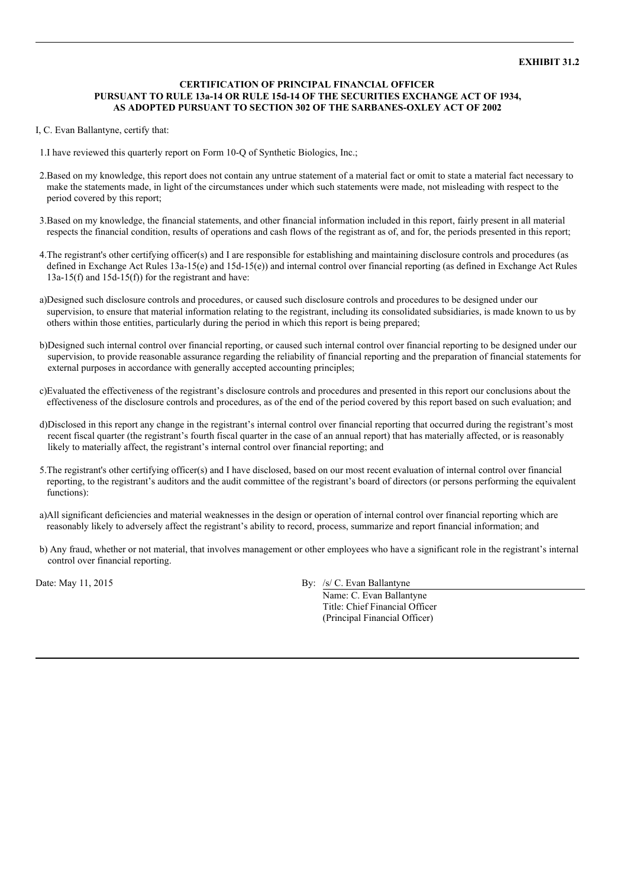**EXHIBIT 31.2**

**CERTIFICATION OF PRINCIPAL FINANCIAL OFFICER
PURSUANT TO RULE 13a-14 OR RULE 15d-14 OF THE SECURITIES EXCHANGE ACT OF 1934,
AS ADOPTED PURSUANT TO SECTION 302 OF THE SARBANES-OXLEY ACT OF 2002**

I, C. Evan Ballantyne, certify that:

1. I have reviewed this quarterly report on Form 10-Q of Synthetic Biologics, Inc.;

2. Based on my knowledge, this report does not contain any untrue statement of a material fact or omit to state a material fact necessary to make the statements made, in light of the circumstances under which such statements were made, not misleading with respect to the period covered by this report;

3. Based on my knowledge, the financial statements, and other financial information included in this report, fairly present in all material respects the financial condition, results of operations and cash flows of the registrant as of, and for, the periods presented in this report;

4. The registrant's other certifying officer(s) and I are responsible for establishing and maintaining disclosure controls and procedures (as defined in Exchange Act Rules 13a-15(e) and 15d-15(e)) and internal control over financial reporting (as defined in Exchange Act Rules 13a-15(f) and 15d-15(f)) for the registrant and have:

a) Designed such disclosure controls and procedures, or caused such disclosure controls and procedures to be designed under our supervision, to ensure that material information relating to the registrant, including its consolidated subsidiaries, is made known to us by others within those entities, particularly during the period in which this report is being prepared;

b) Designed such internal control over financial reporting, or caused such internal control over financial reporting to be designed under our supervision, to provide reasonable assurance regarding the reliability of financial reporting and the preparation of financial statements for external purposes in accordance with generally accepted accounting principles;

c) Evaluated the effectiveness of the registrant's disclosure controls and procedures and presented in this report our conclusions about the effectiveness of the disclosure controls and procedures, as of the end of the period covered by this report based on such evaluation; and

d) Disclosed in this report any change in the registrant's internal control over financial reporting that occurred during the registrant's most recent fiscal quarter (the registrant's fourth fiscal quarter in the case of an annual report) that has materially affected, or is reasonably likely to materially affect, the registrant's internal control over financial reporting; and

5. The registrant's other certifying officer(s) and I have disclosed, based on our most recent evaluation of internal control over financial reporting, to the registrant's auditors and the audit committee of the registrant's board of directors (or persons performing the equivalent functions):

a) All significant deficiencies and material weaknesses in the design or operation of internal control over financial reporting which are reasonably likely to adversely affect the registrant's ability to record, process, summarize and report financial information; and

b) Any fraud, whether or not material, that involves management or other employees who have a significant role in the registrant's internal control over financial reporting.

Date: May 11, 2015

By: /s/ C. Evan Ballantyne
Name: C. Evan Ballantyne
Title: Chief Financial Officer
(Principal Financial Officer)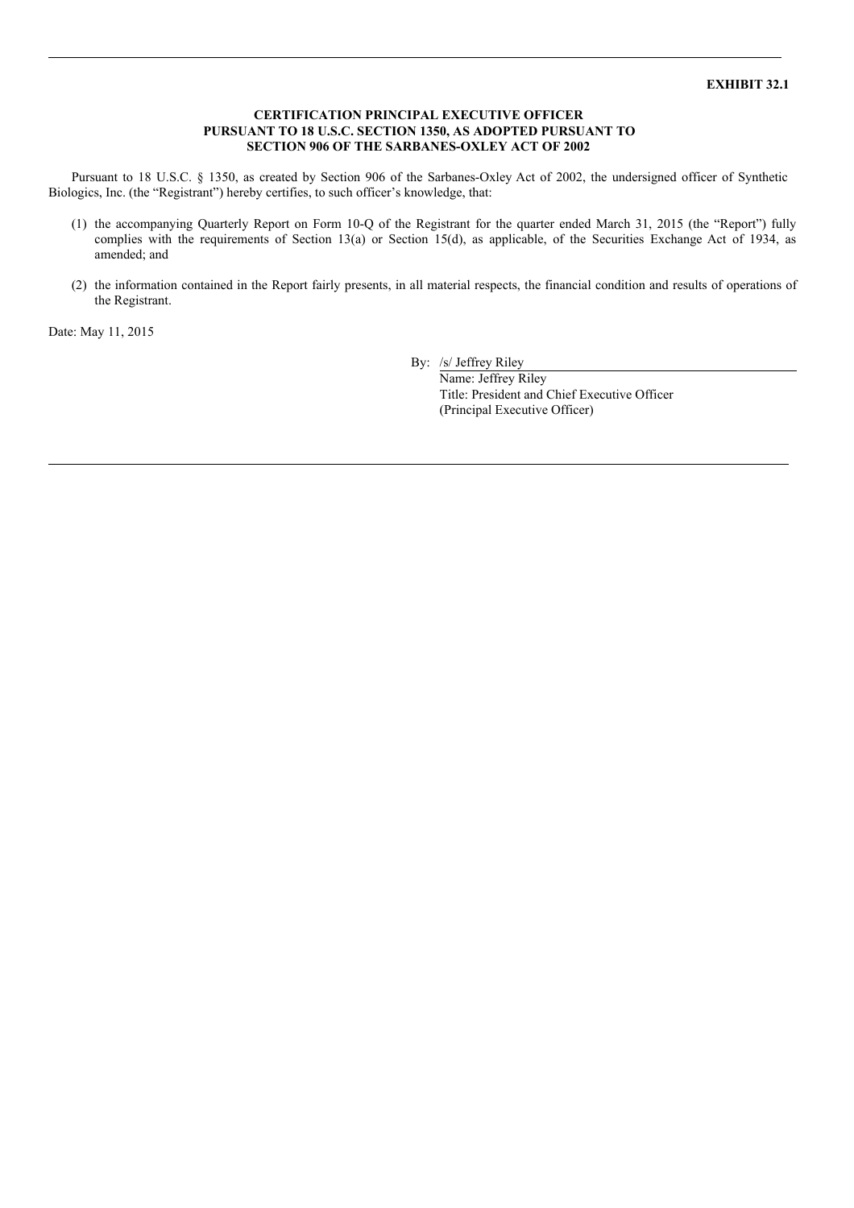**EXHIBIT 32.1**

**CERTIFICATION PRINCIPAL EXECUTIVE OFFICER PURSUANT TO 18 U.S.C. SECTION 1350, AS ADOPTED PURSUANT TO SECTION 906 OF THE SARBANES-OXLEY ACT OF 2002**

Pursuant to 18 U.S.C. § 1350, as created by Section 906 of the Sarbanes-Oxley Act of 2002, the undersigned officer of Synthetic Biologics, Inc. (the "Registrant") hereby certifies, to such officer's knowledge, that:

(1) the accompanying Quarterly Report on Form 10-Q of the Registrant for the quarter ended March 31, 2015 (the "Report") fully complies with the requirements of Section 13(a) or Section 15(d), as applicable, of the Securities Exchange Act of 1934, as amended; and

(2) the information contained in the Report fairly presents, in all material respects, the financial condition and results of operations of the Registrant.

Date: May 11, 2015

By: /s/ Jeffrey Riley
Name: Jeffrey Riley
Title: President and Chief Executive Officer
(Principal Executive Officer)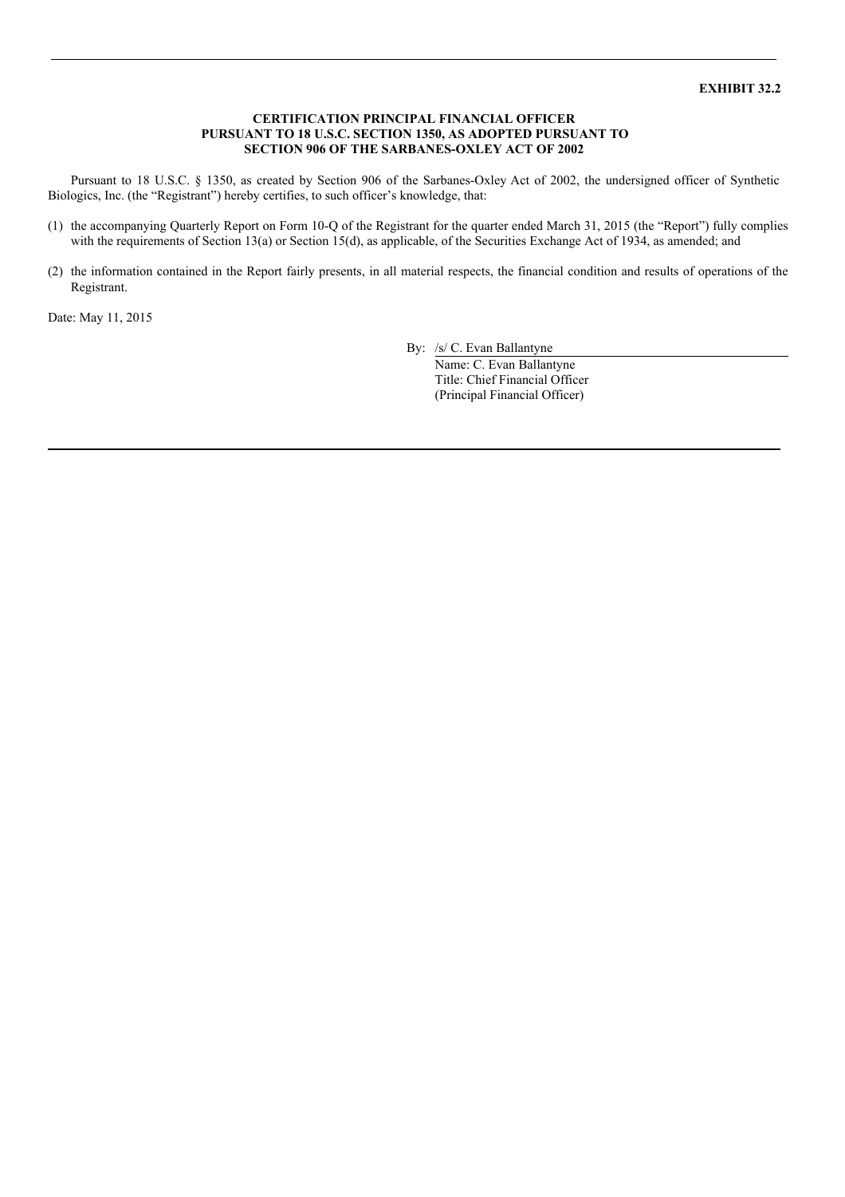**EXHIBIT 32.2**

**CERTIFICATION PRINCIPAL FINANCIAL OFFICER**
**PURSUANT TO 18 U.S.C. SECTION 1350, AS ADOPTED PURSUANT TO**
**SECTION 906 OF THE SARBANES-OXLEY ACT OF 2002**

Pursuant to 18 U.S.C. § 1350, as created by Section 906 of the Sarbanes-Oxley Act of 2002, the undersigned officer of Synthetic Biologics, Inc. (the "Registrant") hereby certifies, to such officer's knowledge, that:

(1) the accompanying Quarterly Report on Form 10-Q of the Registrant for the quarter ended March 31, 2015 (the "Report") fully complies with the requirements of Section 13(a) or Section 15(d), as applicable, of the Securities Exchange Act of 1934, as amended; and

(2) the information contained in the Report fairly presents, in all material respects, the financial condition and results of operations of the Registrant.

Date: May 11, 2015

By: /s/ C. Evan Ballantyne
Name: C. Evan Ballantyne
Title: Chief Financial Officer
(Principal Financial Officer)